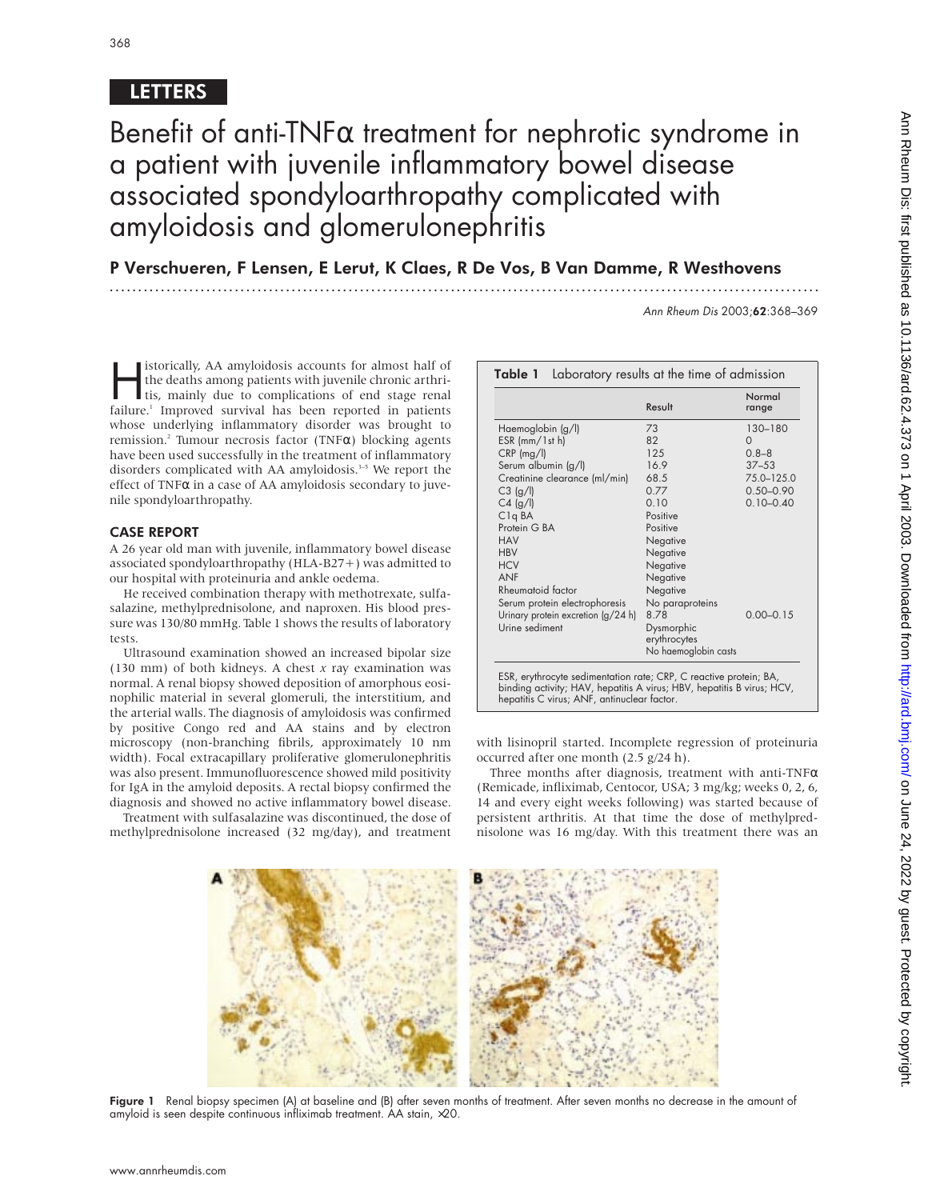LETTERS

# Benefit of anti-TNFα treatment for nephrotic syndrome in a patient with juvenile inflammatory bowel disease associated spondyloarthropathy complicated with amyloidosis and glomerulonephritis

**P Verschueren, F Lensen, E Lerut, K Claes, R De Vos, B Van Damme, R Westhovens**

Historically, AA amyloidosis accounts for almost half of the deaths among patients with juvenile chronic arthritis, mainly due to complications of end stage renal failure.[1] Improved survival has been reported in patients whose underlying inflammatory disorder was brought to remission.[2] Tumour necrosis factor (TNFα) blocking agents have been used successfully in the treatment of inflammatory disorders complicated with AA amyloidosis.[3–5] We report the effect of TNFα in a case of AA amyloidosis secondary to juvenile spondyloarthropathy.

## CASE REPORT

A 26 year old man with juvenile, inflammatory bowel disease associated spondyloarthropathy (HLA-B27+) was admitted to our hospital with proteinuria and ankle oedema.

He received combination therapy with methotrexate, sulfasalazine, methylprednisolone, and naproxen. His blood pressure was 130/80 mmHg. Table 1 shows the results of laboratory tests.

Ultrasound examination showed an increased bipolar size (130 mm) of both kidneys. A chest *x* ray examination was normal. A renal biopsy showed deposition of amorphous eosinophilic material in several glomeruli, the interstitium, and the arterial walls. The diagnosis of amyloidosis was confirmed by positive Congo red and AA stains and by electron microscopy (non-branching fibrils, approximately 10 nm width). Focal extracapillary proliferative glomerulonephritis was also present. Immunofluorescence showed mild positivity for IgA in the amyloid deposits. A rectal biopsy confirmed the diagnosis and showed no active inflammatory bowel disease.

Treatment with sulfasalazine was discontinued, the dose of methylprednisolone increased (32 mg/day), and treatment with lisinopril started. Incomplete regression of proteinuria occurred after one month (2.5 g/24 h).

Three months after diagnosis, treatment with anti-TNFα (Remicade, infliximab, Centocor, USA; 3 mg/kg; weeks 0, 2, 6, 14 and every eight weeks following) was started because of persistent arthritis. At that time the dose of methylprednisolone was 16 mg/day. With this treatment there was an

**Table 1** Laboratory results at the time of admission

| | Result | Normal range |
|---|---|---|
| Haemoglobin (g/l) | 73 | 130–180 |
| ESR (mm/1st h) | 82 | 0 |
| CRP (mg/l) | 125 | 0.8–8 |
| Serum albumin (g/l) | 16.9 | 37–53 |
| Creatinine clearance (ml/min) | 68.5 | 75.0–125.0 |
| C3 (g/l) | 0.77 | 0.50–0.90 |
| C4 (g/l) | 0.10 | 0.10–0.40 |
| C1q BA | Positive | |
| Protein G BA | Positive | |
| HAV | Negative | |
| HBV | Negative | |
| HCV | Negative | |
| ANF | Negative | |
| Rheumatoid factor | Negative | |
| Serum protein electrophoresis | No paraproteins | |
| Urinary protein excretion (g/24 h) | 8.78 | 0.00–0.15 |
| Urine sediment | Dysmorphic erythrocytes No haemoglobin casts | |

ESR, erythrocyte sedimentation rate; CRP, C reactive protein; BA, binding activity; HAV, hepatitis A virus; HBV, hepatitis B virus; HCV, hepatitis C virus; ANF, antinuclear factor.

**Figure 1** Renal biopsy specimen (A) at baseline and (B) after seven months of treatment. After seven months no decrease in the amount of amyloid is seen despite continuous infliximab treatment. AA stain, ×20.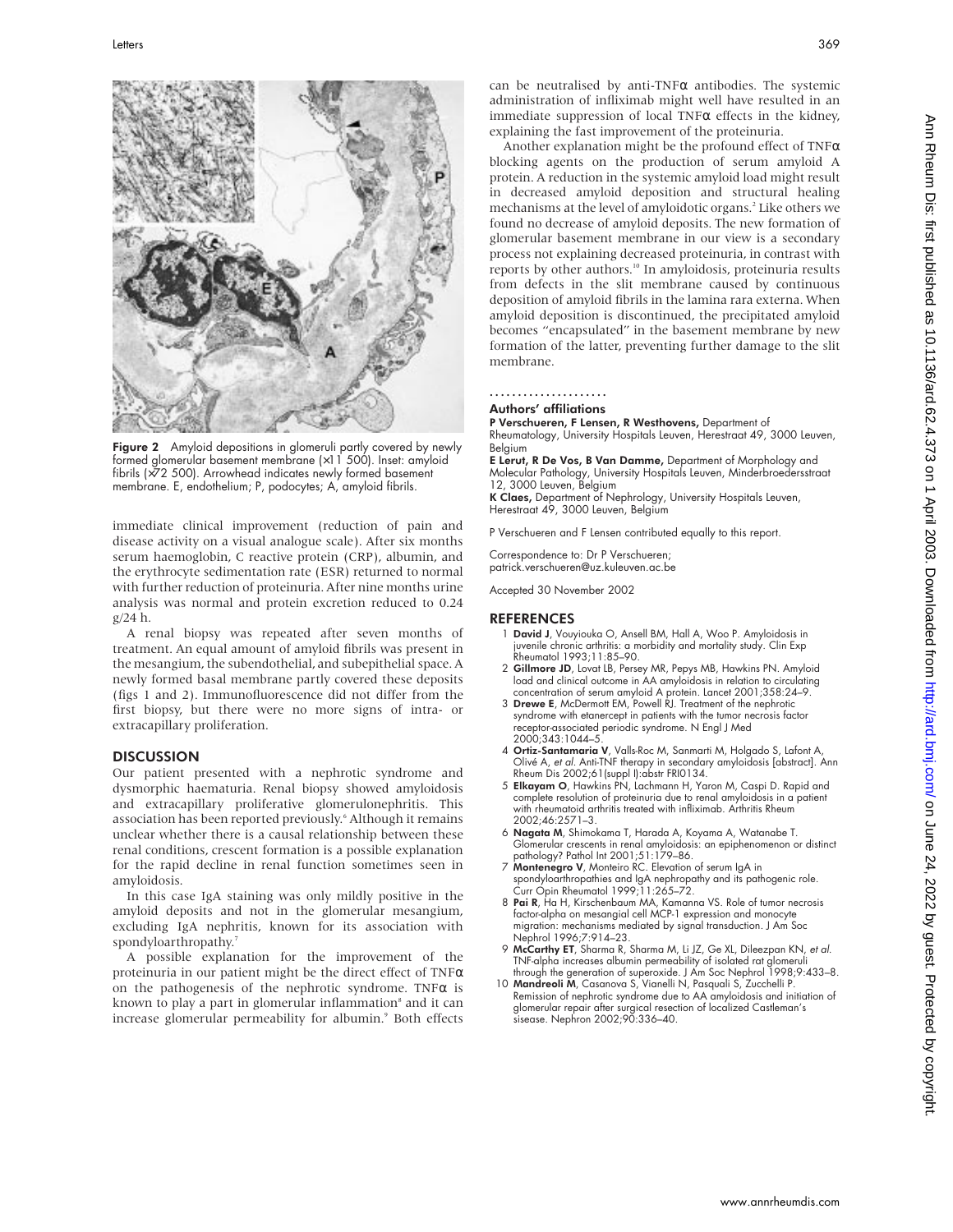Figure 2 Amyloid depositions in glomeruli partly covered by newly formed glomerular basement membrane (×11 500). Inset: amyloid fibrils (×72 500). Arrowhead indicates newly formed basement membrane. E, endothelium; P, podocytes; A, amyloid fibrils.

immediate clinical improvement (reduction of pain and disease activity on a visual analogue scale). After six months serum haemoglobin, C reactive protein (CRP), albumin, and the erythrocyte sedimentation rate (ESR) returned to normal with further reduction of proteinuria. After nine months urine analysis was normal and protein excretion reduced to 0.24 g/24 h.

A renal biopsy was repeated after seven months of treatment. An equal amount of amyloid fibrils was present in the mesangium, the subendothelial, and subepithelial space. A newly formed basal membrane partly covered these deposits (figs 1 and 2). Immunofluorescence did not differ from the first biopsy, but there were no more signs of intra- or extracapillary proliferation.

## DISCUSSION

Our patient presented with a nephrotic syndrome and dysmorphic haematuria. Renal biopsy showed amyloidosis and extracapillary proliferative glomerulonephritis. This association has been reported previously.[6] Although it remains unclear whether there is a causal relationship between these renal conditions, crescent formation is a possible explanation for the rapid decline in renal function sometimes seen in amyloidosis.

In this case IgA staining was only mildly positive in the amyloid deposits and not in the glomerular mesangium, excluding IgA nephritis, known for its association with spondyloarthropathy.[7]

A possible explanation for the improvement of the proteinuria in our patient might be the direct effect of TNF$\alpha$ on the pathogenesis of the nephrotic syndrome. TNF$\alpha$ is known to play a part in glomerular inflammation[8] and it can increase glomerular permeability for albumin.[9] Both effects can be neutralised by anti-TNF$\alpha$ antibodies. The systemic administration of infliximab might well have resulted in an immediate suppression of local TNF$\alpha$ effects in the kidney, explaining the fast improvement of the proteinuria.

Another explanation might be the profound effect of TNF$\alpha$ blocking agents on the production of serum amyloid A protein. A reduction in the systemic amyloid load might result in decreased amyloid deposition and structural healing mechanisms at the level of amyloidotic organs.[2] Like others we found no decrease of amyloid deposits. The new formation of glomerular basement membrane in our view is a secondary process not explaining decreased proteinuria, in contrast with reports by other authors.[10] In amyloidosis, proteinuria results from defects in the slit membrane caused by continuous deposition of amyloid fibrils in the lamina rara externa. When amyloid deposition is discontinued, the precipitated amyloid becomes "encapsulated" in the basement membrane by new formation of the latter, preventing further damage to the slit membrane.

### Authors' affiliations

**P Verschueren, F Lensen, R Westhovens,** Department of Rheumatology, University Hospitals Leuven, Herestraat 49, 3000 Leuven, Belgium

**E Lerut, R De Vos, B Van Damme,** Department of Morphology and Molecular Pathology, University Hospitals Leuven, Minderbroedersstraat 12, 3000 Leuven, Belgium

**K Claes,** Department of Nephrology, University Hospitals Leuven, Herestraat 49, 3000 Leuven, Belgium

P Verschueren and F Lensen contributed equally to this report.

Correspondence to: Dr P Verschueren; patrick.verschueren@uz.kuleuven.ac.be

Accepted 30 November 2002

## REFERENCES

1. **David J**, Vouyiouka O, Ansell BM, Hall A, Woo P. Amyloidosis in juvenile chronic arthritis: a morbidity and mortality study. Clin Exp Rheumatol 1993;11:85–90.
2. **Gillmore JD**, Lovat LB, Persey MR, Pepys MB, Hawkins PN. Amyloid load and clinical outcome in AA amyloidosis in relation to circulating concentration of serum amyloid A protein. Lancet 2001;358:24–9.
3. **Drewe E**, McDermott EM, Powell RJ. Treatment of the nephrotic syndrome with etanercept in patients with the tumor necrosis factor receptor-associated periodic syndrome. N Engl J Med 2000;343:1044–5.
4. **Ortiz-Santamaria V**, Valls-Roc M, Sanmarti M, Holgado S, Lafont A, Olivé A, et al. Anti-TNF therapy in secondary amyloidosis [abstract]. Ann Rheum Dis 2002;61(suppl I):abstr FRI0134.
5. **Elkayam O**, Hawkins PN, Lachmann H, Yaron M, Caspi D. Rapid and complete resolution of proteinuria due to renal amyloidosis in a patient with rheumatoid arthritis treated with infliximab. Arthritis Rheum 2002;46:2571–3.
6. **Nagata M**, Shimokama T, Harada A, Koyama A, Watanabe T. Glomerular crescents in renal amyloidosis: an epiphenomenon or distinct pathology? Pathol Int 2001;51:179–86.
7. **Montenegro V**, Monteiro RC. Elevation of serum IgA in spondyloarthropathies and IgA nephropathy and its pathogenic role. Curr Opin Rheumatol 1999;11:265–72.
8. **Pai R**, Ha H, Kirschenbaum MA, Kamanna VS. Role of tumor necrosis factor-alpha on mesangial cell MCP-1 expression and monocyte migration: mechanisms mediated by signal transduction. J Am Soc Nephrol 1996;7:914–23.
9. **McCarthy ET**, Sharma R, Sharma M, Li JZ, Ge XL, Dileezpan KN, et al. TNF-alpha increases albumin permeability of isolated rat glomeruli through the generation of superoxide. J Am Soc Nephrol 1998;9:433–8.
10. **Mandreoli M**, Casanova S, Vianelli N, Pasquali S, Zucchelli P. Remission of nephrotic syndrome due to AA amyloidosis and initiation of glomerular repair after surgical resection of localized Castleman's sisease. Nephron 2002;90:336–40.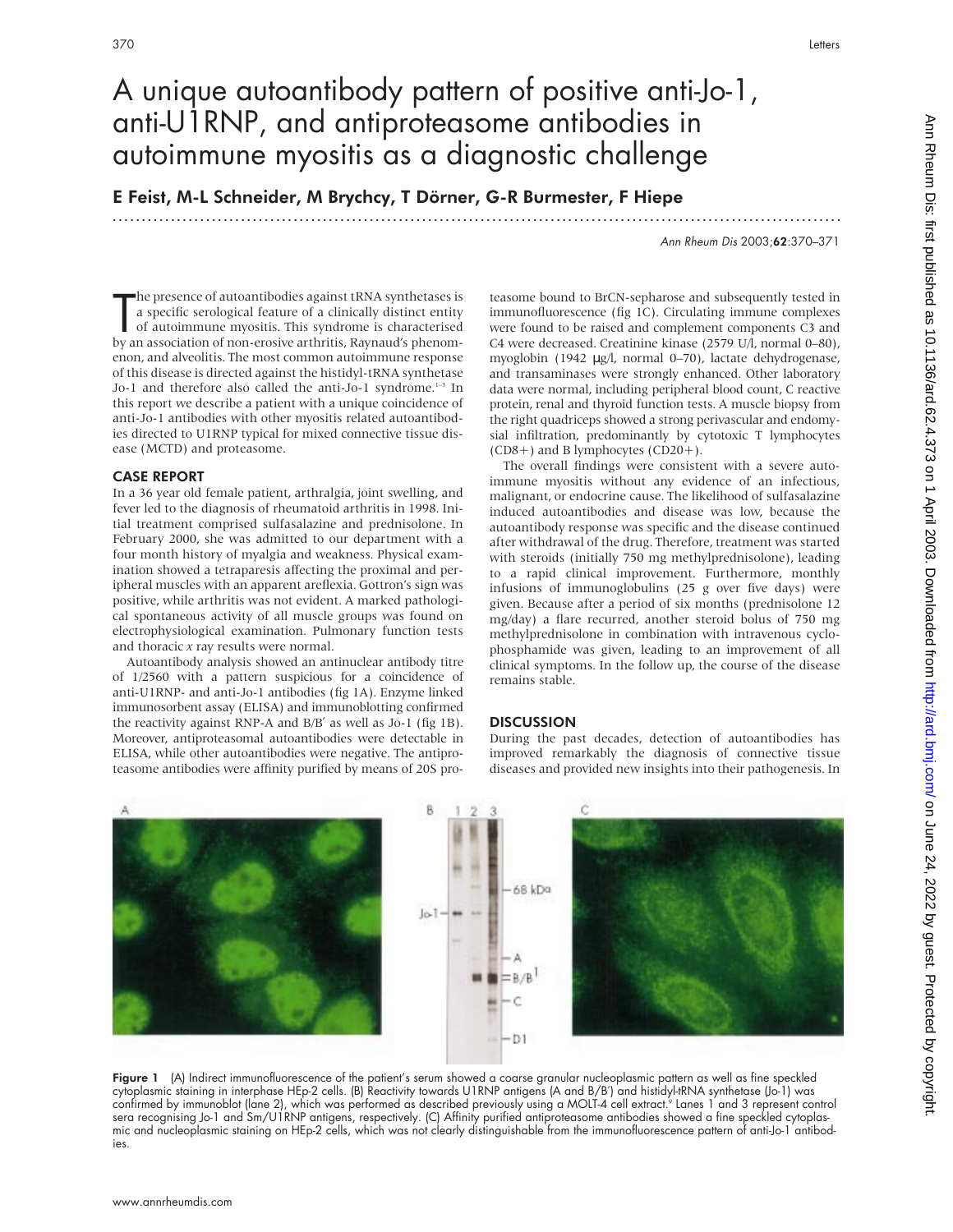# A unique autoantibody pattern of positive anti-Jo-1, anti-U1RNP, and antiproteasome antibodies in autoimmune myositis as a diagnostic challenge

**E Feist, M-L Schneider, M Brychcy, T Dörner, G-R Burmester, F Hiepe**

The presence of autoantibodies against tRNA synthetases is a specific serological feature of a clinically distinct entity of autoimmune myositis. This syndrome is characterised by an association of non-erosive arthritis, Raynaud's phenomenon, and alveolitis. The most common autoimmune response of this disease is directed against the histidyl-tRNA synthetase Jo-1 and therefore also called the anti-Jo-1 syndrome.[1–3] In this report we describe a patient with a unique coincidence of anti-Jo-1 antibodies with other myositis related autoantibodies directed to U1RNP typical for mixed connective tissue disease (MCTD) and proteasome.

## CASE REPORT

In a 36 year old female patient, arthralgia, joint swelling, and fever led to the diagnosis of rheumatoid arthritis in 1998. Initial treatment comprised sulfasalazine and prednisolone. In February 2000, she was admitted to our department with a four month history of myalgia and weakness. Physical examination showed a tetraparesis affecting the proximal and peripheral muscles with an apparent areflexia. Gottron's sign was positive, while arthritis was not evident. A marked pathological spontaneous activity of all muscle groups was found on electrophysiological examination. Pulmonary function tests and thoracic *x* ray results were normal.

Autoantibody analysis showed an antinuclear antibody titre of 1/2560 with a pattern suspicious for a coincidence of anti-U1RNP- and anti-Jo-1 antibodies (fig 1A). Enzyme linked immunosorbent assay (ELISA) and immunoblotting confirmed the reactivity against RNP-A and B/B′ as well as Jo-1 (fig 1B). Moreover, antiproteasomal autoantibodies were detectable in ELISA, while other autoantibodies were negative. The antiproteasome antibodies were affinity purified by means of 20S proteasome bound to BrCN-sepharose and subsequently tested in immunofluorescence (fig 1C). Circulating immune complexes were found to be raised and complement components C3 and C4 were decreased. Creatinine kinase (2579 U/l, normal 0–80), myoglobin (1942 µg/l, normal 0–70), lactate dehydrogenase, and transaminases were strongly enhanced. Other laboratory data were normal, including peripheral blood count, C reactive protein, renal and thyroid function tests. A muscle biopsy from the right quadriceps showed a strong perivascular and endomysial infiltration, predominantly by cytotoxic T lymphocytes (CD8+) and B lymphocytes (CD20+).

The overall findings were consistent with a severe autoimmune myositis without any evidence of an infectious, malignant, or endocrine cause. The likelihood of sulfasalazine induced autoantibodies and disease was low, because the autoantibody response was specific and the disease continued after withdrawal of the drug. Therefore, treatment was started with steroids (initially 750 mg methylprednisolone), leading to a rapid clinical improvement. Furthermore, monthly infusions of immunoglobulins (25 g over five days) were given. Because after a period of six months (prednisolone 12 mg/day) a flare recurred, another steroid bolus of 750 mg methylprednisolone in combination with intravenous cyclophosphamide was given, leading to an improvement of all clinical symptoms. In the follow up, the course of the disease remains stable.

## DISCUSSION

During the past decades, detection of autoantibodies has improved remarkably the diagnosis of connective tissue diseases and provided new insights into their pathogenesis. In

A

B 1 2 3

Jo-1

68 kDa

A

B/B[1]

C

D1

C

**Figure 1** (A) Indirect immunofluorescence of the patient's serum showed a coarse granular nucleoplasmic pattern as well as fine speckled cytoplasmic staining in interphase HEp-2 cells. (B) Reactivity towards U1RNP antigens (A and B/B′) and histidyl-tRNA synthetase (Jo-1) was confirmed by immunoblot (lane 2), which was performed as described previously using a MOLT-4 cell extract.[9] Lanes 1 and 3 represent control sera recognising Jo-1 and Sm/U1RNP antigens, respectively. (C) Affinity purified antiproteasome antibodies showed a fine speckled cytoplasmic and nucleoplasmic staining on HEp-2 cells, which was not clearly distinguishable from the immunofluorescence pattern of anti-Jo-1 antibodies.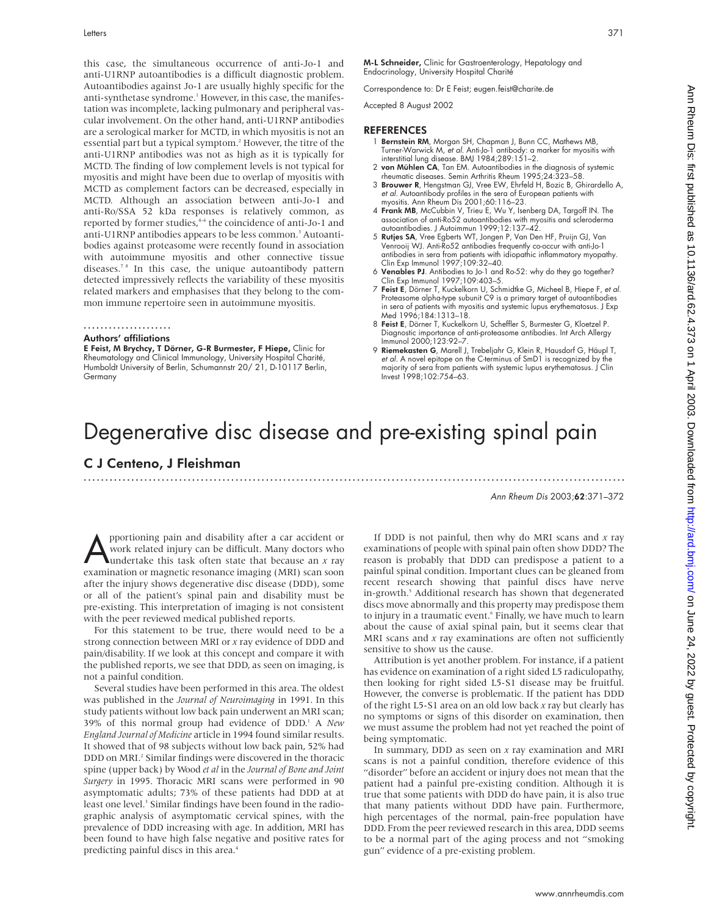this case, the simultaneous occurrence of anti-Jo-1 and anti-U1RNP autoantibodies is a difficult diagnostic problem. Autoantibodies against Jo-1 are usually highly specific for the anti-synthetase syndrome.[1] However, in this case, the manifestation was incomplete, lacking pulmonary and peripheral vascular involvement. On the other hand, anti-U1RNP antibodies are a serological marker for MCTD, in which myositis is not an essential part but a typical symptom.[2] However, the titre of the anti-U1RNP antibodies was not as high as it is typically for MCTD. The finding of low complement levels is not typical for myositis and might have been due to overlap of myositis with MCTD as complement factors can be decreased, especially in MCTD. Although an association between anti-Jo-1 and anti-Ro/SSA 52 kDa responses is relatively common, as reported by former studies,[4–6] the coincidence of anti-Jo-1 and anti-U1RNP antibodies appears to be less common.[3] Autoantibodies against proteasome were recently found in association with autoimmune myositis and other connective tissue diseases.[7 8] In this case, the unique autoantibody pattern detected impressively reflects the variability of these myositis related markers and emphasises that they belong to the common immune repertoire seen in autoimmune myositis.

**Authors' affiliations**

**E Feist, M Brychcy, T Dörner, G-R Burmester, F Hiepe,** Clinic for Rheumatology and Clinical Immunology, University Hospital Charité, Humboldt University of Berlin, Schumannstr 20/ 21, D-10117 Berlin, Germany

**M-L Schneider,** Clinic for Gastroenterology, Hepatology and Endocrinology, University Hospital Charité

Correspondence to: Dr E Feist; eugen.feist@charite.de

Accepted 8 August 2002

## REFERENCES

1. **Bernstein RM**, Morgan SH, Chapman J, Bunn CC, Mathews MB, Turner-Warwick M, *et al*. Anti-Jo-1 antibody: a marker for myositis with interstitial lung disease. BMJ 1984;289:151–2.
2. **von Mühlen CA**, Tan EM. Autoantibodies in the diagnosis of systemic rheumatic diseases. Semin Arthritis Rheum 1995;24:323–58.
3. **Brouwer R**, Hengstman GJ, Vree EW, Ehrfeld H, Bozic B, Ghirardello A, *et al*. Autoantibody profiles in the sera of European patients with myositis. Ann Rheum Dis 2001;60:116–23.
4. **Frank MB**, McCubbin V, Trieu E, Wu Y, Isenberg DA, Targoff IN. The association of anti-Ro52 autoantibodies with myositis and scleroderma autoantibodies. J Autoimmun 1999;12:137–42.
5. **Rutjes SA**, Vree Egberts WT, Jongen P, Van Den HF, Pruijn GJ, Van Venrooij WJ. Anti-Ro52 antibodies frequently co-occur with anti-Jo-1 antibodies in sera from patients with idiopathic inflammatory myopathy. Clin Exp Immunol 1997;109:32–40.
6. **Venables PJ**. Antibodies to Jo-1 and Ro-52: why do they go together? Clin Exp Immunol 1997;109:403–5.
7. **Feist E**, Dörner T, Kuckelkorn U, Schmidtke G, Micheel B, Hiepe F, *et al*. Proteasome alpha-type subunit C9 is a primary target of autoantibodies in sera of patients with myositis and systemic lupus erythematosus. J Exp Med 1996;184:1313–18.
8. **Feist E**, Dörner T, Kuckelkorn U, Scheffler S, Burmester G, Kloetzel P. Diagnostic importance of anti-proteasome antibodies. Int Arch Allergy Immunol 2000;123:92–7.
9. **Riemekasten G**, Marell J, Trebeljahr G, Klein R, Hausdorf G, Häupl T, *et al*. A novel epitope on the C-terminus of SmD1 is recognized by the majority of sera from patients with systemic lupus erythematosus. J Clin Invest 1998;102:754–63.

# Degenerative disc disease and pre-existing spinal pain

## C J Centeno, J Fleishman

Apportioning pain and disability after a car accident or work related injury can be difficult. Many doctors who undertake this task often state that because an *x* ray examination or magnetic resonance imaging (MRI) scan soon after the injury shows degenerative disc disease (DDD), some or all of the patient's spinal pain and disability must be pre-existing. This interpretation of imaging is not consistent with the peer reviewed medical published reports.

For this statement to be true, there would need to be a strong connection between MRI or *x* ray evidence of DDD and pain/disability. If we look at this concept and compare it with the published reports, we see that DDD, as seen on imaging, is not a painful condition.

Several studies have been performed in this area. The oldest was published in the *Journal of Neuroimaging* in 1991. In this study patients without low back pain underwent an MRI scan; 39% of this normal group had evidence of DDD.[1] A *New England Journal of Medicine* article in 1994 found similar results. It showed that of 98 subjects without low back pain, 52% had DDD on MRI.[2] Similar findings were discovered in the thoracic spine (upper back) by Wood *et al* in the *Journal of Bone and Joint Surgery* in 1995. Thoracic MRI scans were performed in 90 asymptomatic adults; 73% of these patients had DDD at at least one level.[3] Similar findings have been found in the radiographic analysis of asymptomatic cervical spines, with the prevalence of DDD increasing with age. In addition, MRI has been found to have high false negative and positive rates for predicting painful discs in this area.[4]

If DDD is not painful, then why do MRI scans and *x* ray examinations of people with spinal pain often show DDD? The reason is probably that DDD can predispose a patient to a painful spinal condition. Important clues can be gleaned from recent research showing that painful discs have nerve in-growth.[5] Additional research has shown that degenerated discs move abnormally and this property may predispose them to injury in a traumatic event.[6] Finally, we have much to learn about the cause of axial spinal pain, but it seems clear that MRI scans and *x* ray examinations are often not sufficiently sensitive to show us the cause.

Attribution is yet another problem. For instance, if a patient has evidence on examination of a right sided L5 radiculopathy, then looking for right sided L5-S1 disease may be fruitful. However, the converse is problematic. If the patient has DDD of the right L5-S1 area on an old low back *x* ray but clearly has no symptoms or signs of this disorder on examination, then we must assume the problem had not yet reached the point of being symptomatic.

In summary, DDD as seen on *x* ray examination and MRI scans is not a painful condition, therefore evidence of this "disorder" before an accident or injury does not mean that the patient had a painful pre-existing condition. Although it is true that some patients with DDD do have pain, it is also true that many patients without DDD have pain. Furthermore, high percentages of the normal, pain-free population have DDD. From the peer reviewed research in this area, DDD seems to be a normal part of the aging process and not "smoking gun" evidence of a pre-existing problem.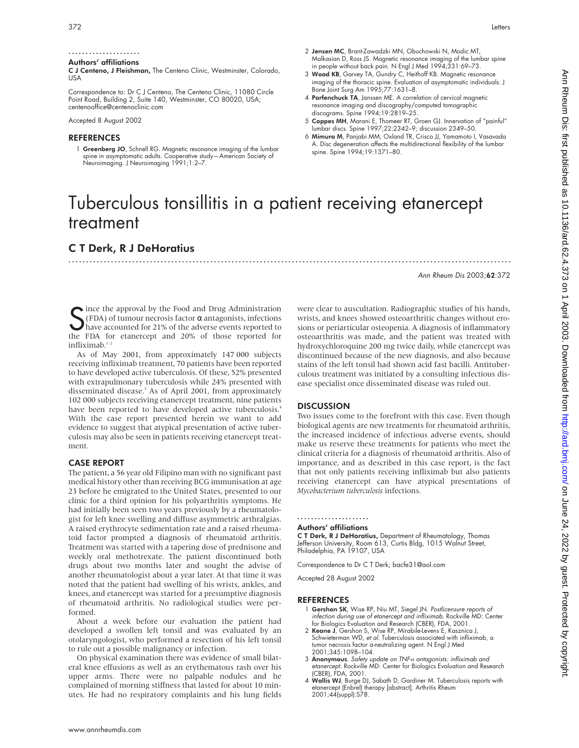### Authors' affiliations

**C J Centeno, J Fleishman,** The Centeno Clinic, Westminster, Colorado, USA

Correspondence to: Dr C J Centeno, The Centeno Clinic, 11080 Circle Point Road, Building 2, Suite 140, Westminster, CO 80020, USA; centenooffice@centenoclinic.com

Accepted 8 August 2002

### REFERENCES

1. **Greenberg JO**, Schnell RG. Magnetic resonance imaging of the lumbar spine in asymptomatic adults. Cooperative study—American Society of Neuroimaging. J Neuroimaging 1991;1:2–7.
2. **Jensen MC**, Brant-Zawadzki MN, Obuchowski N, Modic MT, Malkasian D, Ross JS. Magnetic resonance imaging of the lumbar spine in people without back pain. N Engl J Med 1994;331:69–73.
3. **Wood KB**, Garvey TA, Gundry C, Heithoff KB. Magnetic resonance imaging of the thoracic spine. Evaluation of asymptomatic individuals. J Bone Joint Surg Am 1995;77:1631–8.
4. **Parfenchuck TA**, Janssen ME. A correlation of cervical magnetic resonance imaging and discography/computed tomographic discograms. Spine 1994;19:2819–25.
5. **Coppes MH**, Marani E, Thomeer RT, Groen GJ. Innervation of "painful" lumbar discs. Spine 1997;22:2342–9; discussion 2349–50.
6. **Mimura M**, Panjabi MM, Oxland TR, Crisco JJ, Yamamoto I, Vasavada A. Disc degeneration affects the multidirectional flexibility of the lumbar spine. Spine 1994;19:1371–80.

# Tuberculous tonsillitis in a patient receiving etanercept treatment

## C T Derk, R J DeHoratius

Since the approval by the Food and Drug Administration (FDA) of tumour necrosis factor α antagonists, infections have accounted for 21% of the adverse events reported to the FDA for etanercept and 20% of those reported for infliximab.[1,2]

As of May 2001, from approximately 147 000 subjects receiving infliximab treatment, 70 patients have been reported to have developed active tuberculosis. Of these, 52% presented with extrapulmonary tuberculosis while 24% presented with disseminated disease.[3] As of April 2001, from approximately 102 000 subjects receiving etanercept treatment, nine patients have been reported to have developed active tuberculosis.[4] With the case report presented herein we want to add evidence to suggest that atypical presentation of active tuberculosis may also be seen in patients receiving etanercept treatment.

### CASE REPORT

The patient, a 56 year old Filipino man with no significant past medical history other than receiving BCG immunisation at age 23 before he emigrated to the United States, presented to our clinic for a third opinion for his polyarthritis symptoms. He had initially been seen two years previously by a rheumatologist for left knee swelling and diffuse asymmetric arthralgias. A raised erythrocyte sedimentation rate and a raised rheumatoid factor prompted a diagnosis of rheumatoid arthritis. Treatment was started with a tapering dose of prednisone and weekly oral methotrexate. The patient discontinued both drugs about two months later and sought the advise of another rheumatologist about a year later. At that time it was noted that the patient had swelling of his wrists, ankles, and knees, and etanercept was started for a presumptive diagnosis of rheumatoid arthritis. No radiological studies were performed.

About a week before our evaluation the patient had developed a swollen left tonsil and was evaluated by an otolaryngologist, who performed a resection of his left tonsil to rule out a possible malignancy or infection.

On physical examination there was evidence of small bilateral knee effusions as well as an erythematous rash over his upper arms. There were no palpable nodules and he complained of morning stiffness that lasted for about 10 minutes. He had no respiratory complaints and his lung fields were clear to auscultation. Radiographic studies of his hands, wrists, and knees showed osteoarthritic changes without erosions or periarticular osteopenia. A diagnosis of inflammatory osteoarthritis was made, and the patient was treated with hydroxychloroquine 200 mg twice daily, while etanercept was discontinued because of the new diagnosis, and also because stains of the left tonsil had shown acid fast bacilli. Antituberculous treatment was initiated by a consulting infectious disease specialist once disseminated disease was ruled out.

### DISCUSSION

Two issues come to the forefront with this case. Even though biological agents are new treatments for rheumatoid arthritis, the increased incidence of infectious adverse events, should make us reserve these treatments for patients who meet the clinical criteria for a diagnosis of rheumatoid arthritis. Also of importance, and as described in this case report, is the fact that not only patients receiving infliximab but also patients receiving etanercept can have atypical presentations of *Mycobacterium tuberculosis* infections.

### Authors' affiliations

**C T Derk, R J DeHoratius,** Department of Rheumatology, Thomas Jefferson University, Room 613, Curtis Bldg, 1015 Walnut Street, Philadelphia, PA 19107, USA

Correspondence to Dr C T Derk; bacfe31@aol.com

Accepted 28 August 2002

### REFERENCES

1. **Gershon SK**, Wise RP, Niu MT, Siegel JN. *Postlicensure reports of infection during use of etanercept and infliximab.* Rockville MD: Center for Biologics Evaluation and Research (CBER), FDA, 2001.
2. **Keane J**, Gershon S, Wise RP, Mirabile-Levens E, Kasznica J, Schwieterman WD, *et al.* Tuberculosis associated with infliximab, a tumor necrosis factor α-neutralizing agent. N Engl J Med 2001;345:1098–104.
3. **Anonymous**. *Safety update on TNF-α antagonists: infliximab and etanercept.* Rockville MD: Center for Biologics Evaluation and Research (CBER), FDA, 2001.
4. **Wallis WJ**, Burge DJ, Sabath D, Gardiner M. Tuberculosis reports with etanercept (Enbrel) therapy [abstract]. Arthritis Rheum 2001;44(suppl):S78.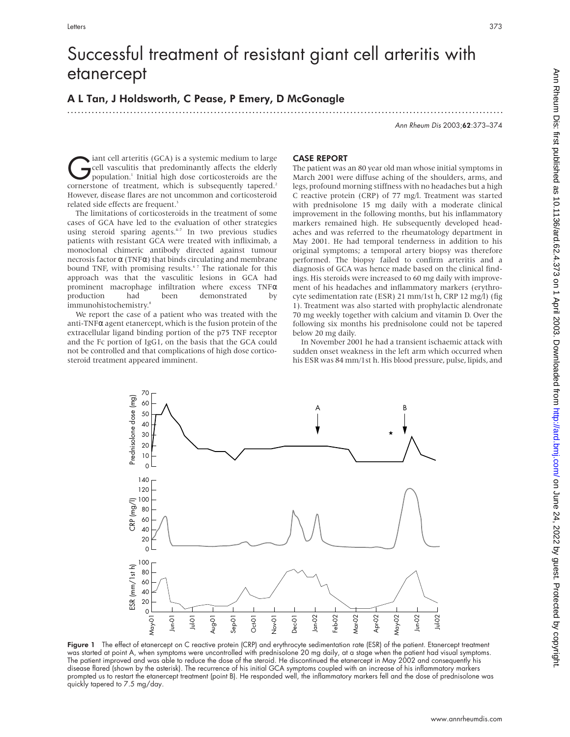# Successful treatment of resistant giant cell arteritis with etanercept

## A L Tan, J Holdsworth, C Pease, P Emery, D McGonagle

Giant cell arteritis (GCA) is a systemic medium to large cell vasculitis that predominantly affects the elderly population.[1] Initial high dose corticosteroids are the cornerstone of treatment, which is subsequently tapered.[2] However, disease flares are not uncommon and corticosteroid related side effects are frequent.[3]

The limitations of corticosteroids in the treatment of some cases of GCA have led to the evaluation of other strategies using steroid sparing agents.[4–7] In two previous studies patients with resistant GCA were treated with infliximab, a monoclonal chimeric antibody directed against tumour necrosis factor α (TNFα) that binds circulating and membrane bound TNF, with promising results.[6,7] The rationale for this approach was that the vasculitic lesions in GCA had prominent macrophage infiltration where excess TNFα production had been demonstrated by immunohistochemistry.[8]

We report the case of a patient who was treated with the anti-TNFα agent etanercept, which is the fusion protein of the extracellular ligand binding portion of the p75 TNF receptor and the Fc portion of IgG1, on the basis that the GCA could not be controlled and that complications of high dose corticosteroid treatment appeared imminent.

## CASE REPORT

The patient was an 80 year old man whose initial symptoms in March 2001 were diffuse aching of the shoulders, arms, and legs, profound morning stiffness with no headaches but a high C reactive protein (CRP) of 77 mg/l. Treatment was started with prednisolone 15 mg daily with a moderate clinical improvement in the following months, but his inflammatory markers remained high. He subsequently developed headaches and was referred to the rheumatology department in May 2001. He had temporal tenderness in addition to his original symptoms; a temporal artery biopsy was therefore performed. The biopsy failed to confirm arteritis and a diagnosis of GCA was hence made based on the clinical findings. His steroids were increased to 60 mg daily with improvement of his headaches and inflammatory markers (erythrocyte sedimentation rate (ESR) 21 mm/1st h, CRP 12 mg/l) (fig 1). Treatment was also started with prophylactic alendronate 70 mg weekly together with calcium and vitamin D. Over the following six months his prednisolone could not be tapered below 20 mg daily.

In November 2001 he had a transient ischaemic attack with sudden onset weakness in the left arm which occurred when his ESR was 84 mm/1st h. His blood pressure, pulse, lipids, and

Prednisolone dose (mg)
70
60
50
40
30
20
10
0
A
B
*
CRP (mg/l)
140
120
100
80
60
40
20
0
ESR (mm/1st h)
100
80
60
40
20
0
May01 Jun-01 Jul-01 Aug01 Sep01 Oct01 Nov01 Dec01 Jan02 Feb02 Mar02 Apr02 May02 Jun02 Jul02

**Figure 1** The effect of etanercept on C reactive protein (CRP) and erythrocyte sedimentation rate (ESR) of the patient. Etanercept treatment was started at point A, when symptoms were uncontrolled with prednisolone 20 mg daily, at a stage when the patient had visual symptoms. The patient improved and was able to reduce the dose of the steroid. He discontinued the etanercept in May 2002 and consequently his disease flared (shown by the asterisk). The recurrence of his initial GCA symptoms coupled with an increase of his inflammatory markers prompted us to restart the etanercept treatment (point B). He responded well, the inflammatory markers fell and the dose of prednisolone was quickly tapered to 7.5 mg/day.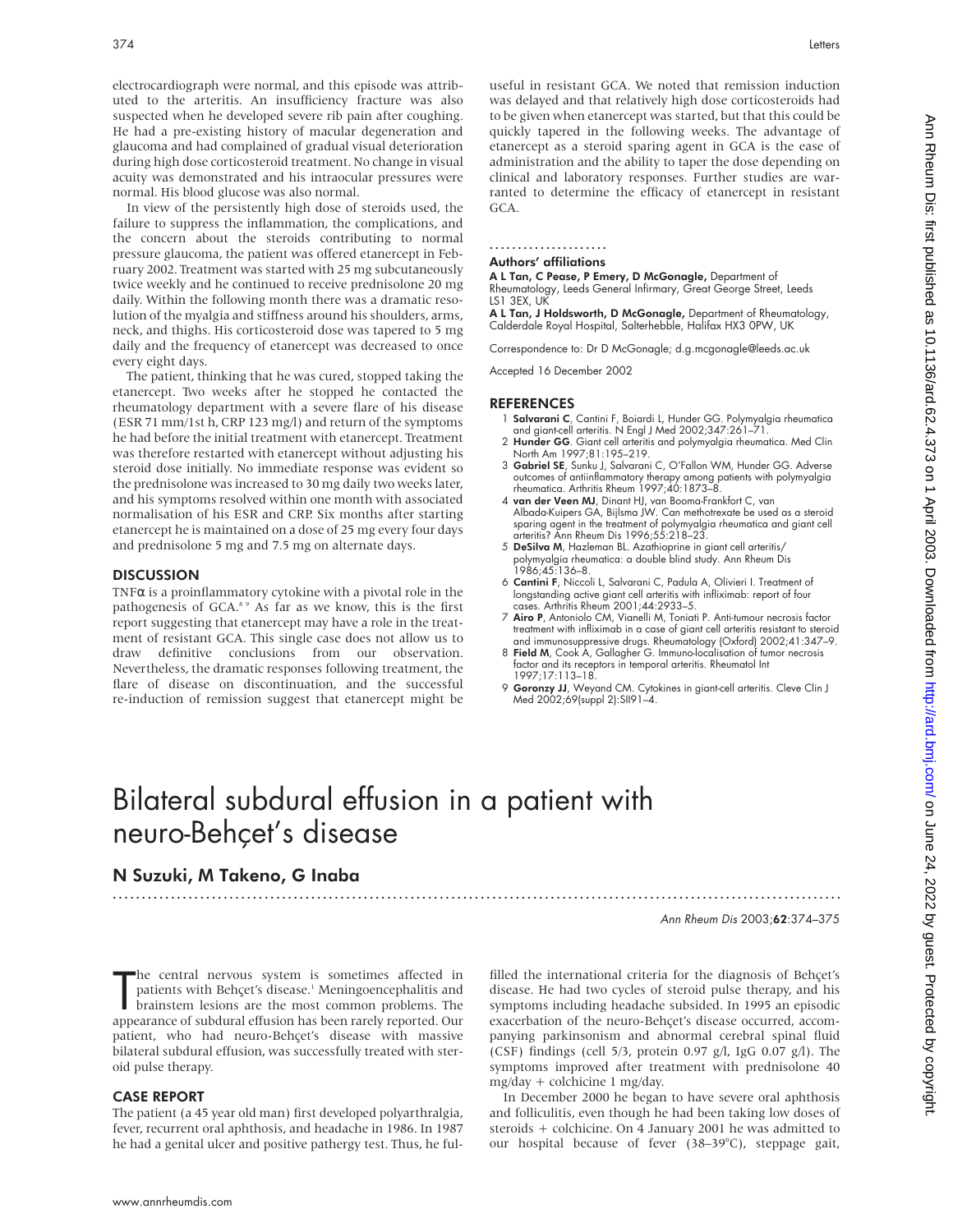electrocardiograph were normal, and this episode was attributed to the arteritis. An insufficiency fracture was also suspected when he developed severe rib pain after coughing. He had a pre-existing history of macular degeneration and glaucoma and had complained of gradual visual deterioration during high dose corticosteroid treatment. No change in visual acuity was demonstrated and his intraocular pressures were normal. His blood glucose was also normal.

In view of the persistently high dose of steroids used, the failure to suppress the inflammation, the complications, and the concern about the steroids contributing to normal pressure glaucoma, the patient was offered etanercept in February 2002. Treatment was started with 25 mg subcutaneously twice weekly and he continued to receive prednisolone 20 mg daily. Within the following month there was a dramatic resolution of the myalgia and stiffness around his shoulders, arms, neck, and thighs. His corticosteroid dose was tapered to 5 mg daily and the frequency of etanercept was decreased to once every eight days.

The patient, thinking that he was cured, stopped taking the etanercept. Two weeks after he stopped he contacted the rheumatology department with a severe flare of his disease (ESR 71 mm/1st h, CRP 123 mg/l) and return of the symptoms he had before the initial treatment with etanercept. Treatment was therefore restarted with etanercept without adjusting his steroid dose initially. No immediate response was evident so the prednisolone was increased to 30 mg daily two weeks later, and his symptoms resolved within one month with associated normalisation of his ESR and CRP. Six months after starting etanercept he is maintained on a dose of 25 mg every four days and prednisolone 5 mg and 7.5 mg on alternate days.

## DISCUSSION

TNFα is a proinflammatory cytokine with a pivotal role in the pathogenesis of GCA.[8 9] As far as we know, this is the first report suggesting that etanercept may have a role in the treatment of resistant GCA. This single case does not allow us to draw definitive conclusions from our observation. Nevertheless, the dramatic responses following treatment, the flare of disease on discontinuation, and the successful re-induction of remission suggest that etanercept might be useful in resistant GCA. We noted that remission induction was delayed and that relatively high dose corticosteroids had to be given when etanercept was started, but that this could be quickly tapered in the following weeks. The advantage of etanercept as a steroid sparing agent in GCA is the ease of administration and the ability to taper the dose depending on clinical and laboratory responses. Further studies are warranted to determine the efficacy of etanercept in resistant GCA.

### Authors' affiliations

**A L Tan, C Pease, P Emery, D McGonagle,** Department of Rheumatology, Leeds General Infirmary, Great George Street, Leeds LS1 3EX, UK
**A L Tan, J Holdsworth, D McGonagle,** Department of Rheumatology, Calderdale Royal Hospital, Salterhebble, Halifax HX3 0PW, UK

Correspondence to: Dr D McGonagle; d.g.mcgonagle@leeds.ac.uk

Accepted 16 December 2002

## REFERENCES

1. **Salvarani C**, Cantini F, Boiardi L, Hunder GG. Polymyalgia rheumatica and giant-cell arteritis. N Engl J Med 2002;347:261–71.
2. **Hunder GG**. Giant cell arteritis and polymyalgia rheumatica. Med Clin North Am 1997;81:195–219.
3. **Gabriel SE**, Sunku J, Salvarani C, O'Fallon WM, Hunder GG. Adverse outcomes of antiinflammatory therapy among patients with polymyalgia rheumatica. Arthritis Rheum 1997;40:1873–8.
4. **van der Veen MJ**, Dinant HJ, van Booma-Frankfort C, van Albada-Kuipers GA, Bijlsma JW. Can methotrexate be used as a steroid sparing agent in the treatment of polymyalgia rheumatica and giant cell arteritis? Ann Rheum Dis 1996;55:218–23.
5. **DeSilva M**, Hazleman BL. Azathioprine in giant cell arteritis/polymyalgia rheumatica: a double blind study. Ann Rheum Dis 1986;45:136–8.
6. **Cantini F**, Niccoli L, Salvarani C, Padula A, Olivieri I. Treatment of longstanding active giant cell arteritis with infliximab: report of four cases. Arthritis Rheum 2001;44:2933–5.
7. **Airo P**, Antoniolo CM, Vianelli M, Toniati P. Anti-tumour necrosis factor treatment with infliximab in a case of giant cell arteritis resistant to steroid and immunosuppressive drugs. Rheumatology (Oxford) 2002;41:347–9.
8. **Field M**, Cook A, Gallagher G. Immuno-localisation of tumor necrosis factor and its receptors in temporal arteritis. Rheumatol Int 1997;17:113–18.
9. **Goronzy JJ**, Weyand CM. Cytokines in giant-cell arteritis. Cleve Clin J Med 2002;69(suppl 2):SII91–4.

# Bilateral subdural effusion in a patient with neuro-Behçet's disease

## N Suzuki, M Takeno, G Inaba

The central nervous system is sometimes affected in patients with Behçet's disease.[1] Meningoencephalitis and brainstem lesions are the most common problems. The appearance of subdural effusion has been rarely reported. Our patient, who had neuro-Behçet's disease with massive bilateral subdural effusion, was successfully treated with steroid pulse therapy.

## CASE REPORT

The patient (a 45 year old man) first developed polyarthralgia, fever, recurrent oral aphthosis, and headache in 1986. In 1987 he had a genital ulcer and positive pathergy test. Thus, he fulfilled the international criteria for the diagnosis of Behçet's disease. He had two cycles of steroid pulse therapy, and his symptoms including headache subsided. In 1995 an episodic exacerbation of the neuro-Behçet's disease occurred, accompanying parkinsonism and abnormal cerebral spinal fluid (CSF) findings (cell 5/3, protein 0.97 g/l, IgG 0.07 g/l). The symptoms improved after treatment with prednisolone 40 mg/day + colchicine 1 mg/day.

In December 2000 he began to have severe oral aphthosis and folliculitis, even though he had been taking low doses of steroids + colchicine. On 4 January 2001 he was admitted to our hospital because of fever (38–39°C), steppage gait,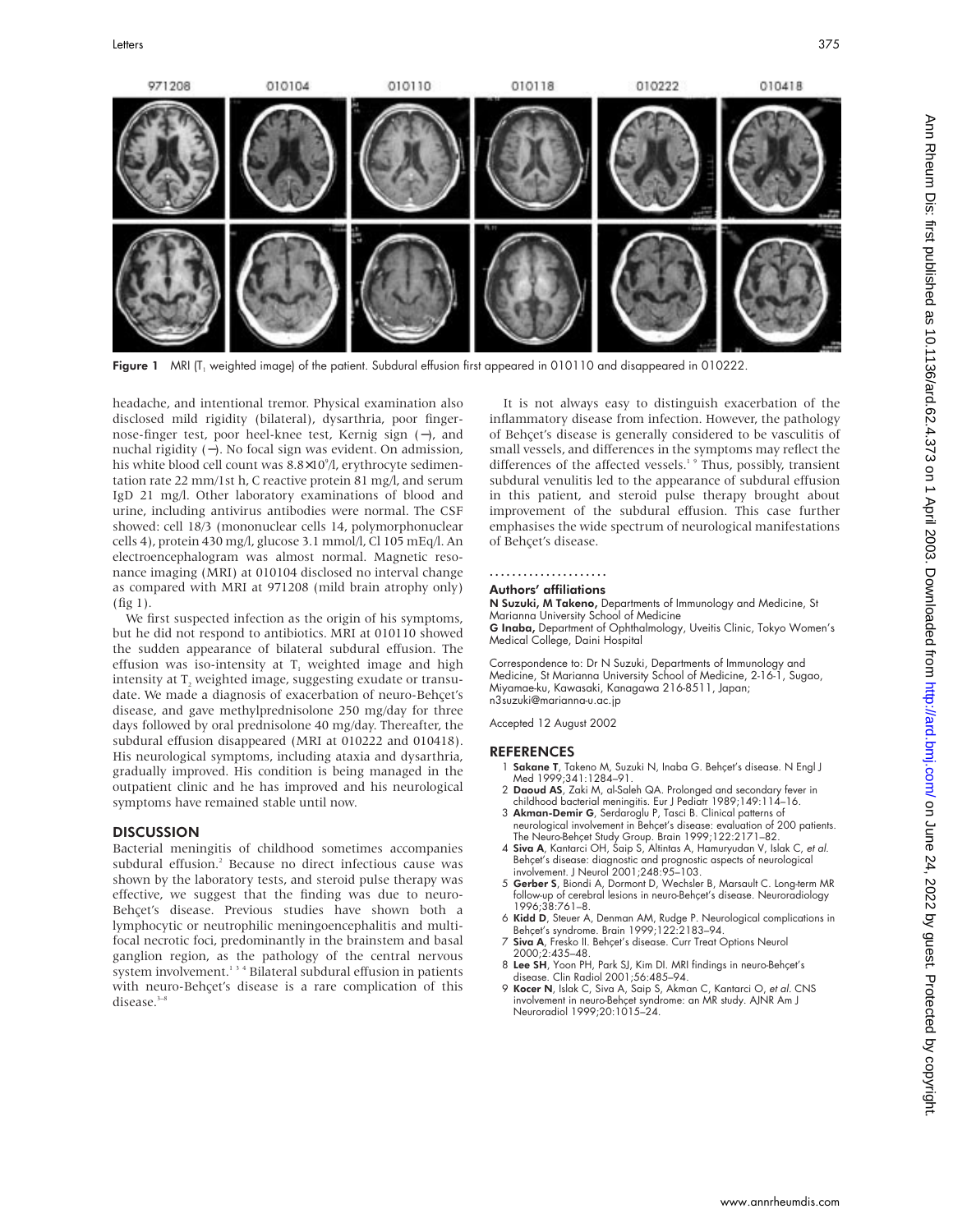971208 010104 010110 010118 010222 010418

**Figure 1** MRI ($T_1$ weighted image) of the patient. Subdural effusion first appeared in 010110 and disappeared in 010222.

headache, and intentional tremor. Physical examination also disclosed mild rigidity (bilateral), dysarthria, poor finger-nose-finger test, poor heel-knee test, Kernig sign (−), and nuchal rigidity (−). No focal sign was evident. On admission, his white blood cell count was $8.8\times10^9$/l, erythrocyte sedimentation rate 22 mm/1st h, C reactive protein 81 mg/l, and serum IgD 21 mg/l. Other laboratory examinations of blood and urine, including antivirus antibodies were normal. The CSF showed: cell 18/3 (mononuclear cells 14, polymorphonuclear cells 4), protein 430 mg/l, glucose 3.1 mmol/l, Cl 105 mEq/l. An electroencephalogram was almost normal. Magnetic resonance imaging (MRI) at 010104 disclosed no interval change as compared with MRI at 971208 (mild brain atrophy only) (fig 1).

We first suspected infection as the origin of his symptoms, but he did not respond to antibiotics. MRI at 010110 showed the sudden appearance of bilateral subdural effusion. The effusion was iso-intensity at $T_1$ weighted image and high intensity at $T_2$ weighted image, suggesting exudate or transudate. We made a diagnosis of exacerbation of neuro-Behçet's disease, and gave methylprednisolone 250 mg/day for three days followed by oral prednisolone 40 mg/day. Thereafter, the subdural effusion disappeared (MRI at 010222 and 010418). His neurological symptoms, including ataxia and dysarthria, gradually improved. His condition is being managed in the outpatient clinic and he has improved and his neurological symptoms have remained stable until now.

## DISCUSSION

Bacterial meningitis of childhood sometimes accompanies subdural effusion.[2] Because no direct infectious cause was shown by the laboratory tests, and steroid pulse therapy was effective, we suggest that the finding was due to neuro-Behçet's disease. Previous studies have shown both a lymphocytic or neutrophilic meningoencephalitis and multifocal necrotic foci, predominantly in the brainstem and basal ganglion region, as the pathology of the central nervous system involvement.[1 3 4] Bilateral subdural effusion in patients with neuro-Behçet's disease is a rare complication of this disease.[3–8]

It is not always easy to distinguish exacerbation of the inflammatory disease from infection. However, the pathology of Behçet's disease is generally considered to be vasculitis of small vessels, and differences in the symptoms may reflect the differences of the affected vessels.[1 9] Thus, possibly, transient subdural venulitis led to the appearance of subdural effusion in this patient, and steroid pulse therapy brought about improvement of the subdural effusion. This case further emphasises the wide spectrum of neurological manifestations of Behçet's disease.

### Authors' affiliations

**N Suzuki, M Takeno,** Departments of Immunology and Medicine, St Marianna University School of Medicine
**G Inaba,** Department of Ophthalmology, Uveitis Clinic, Tokyo Women's Medical College, Daini Hospital

Correspondence to: Dr N Suzuki, Departments of Immunology and Medicine, St Marianna University School of Medicine, 2-16-1, Sugao, Miyamae-ku, Kawasaki, Kanagawa 216-8511, Japan; n3suzuki@marianna-u.ac.jp

Accepted 12 August 2002

## REFERENCES

1. **Sakane T**, Takeno M, Suzuki N, Inaba G. Behçet's disease. N Engl J Med 1999;341:1284–91.
2. **Daoud AS**, Zaki M, al-Saleh QA. Prolonged and secondary fever in childhood bacterial meningitis. Eur J Pediatr 1989;149:114–16.
3. **Akman-Demir G**, Serdaroglu P, Tasci B. Clinical patterns of neurological involvement in Behçet's disease: evaluation of 200 patients. The Neuro-Behçet Study Group. Brain 1999;122:2171–82.
4. **Siva A**, Kantarci OH, Saip S, Altintas A, Hamuryudan V, Islak C, *et al*. Behçet's disease: diagnostic and prognostic aspects of neurological involvement. J Neurol 2001;248:95–103.
5. **Gerber S**, Biondi A, Dormont D, Wechsler B, Marsault C. Long-term MR follow-up of cerebral lesions in neuro-Behçet's disease. Neuroradiology 1996;38:761–8.
6. **Kidd D**, Steuer A, Denman AM, Rudge P. Neurological complications in Behçet's syndrome. Brain 1999;122:2183–94.
7. **Siva A**, Fresko II. Behçet's disease. Curr Treat Options Neurol 2000;2:435–48.
8. **Lee SH**, Yoon PH, Park SJ, Kim DI. MRI findings in neuro-Behçet's disease. Clin Radiol 2001;56:485–94.
9. **Kocer N**, Islak C, Siva A, Saip S, Akman C, Kantarci O, *et al*. CNS involvement in neuro-Behçet syndrome: an MR study. AJNR Am J Neuroradiol 1999;20:1015–24.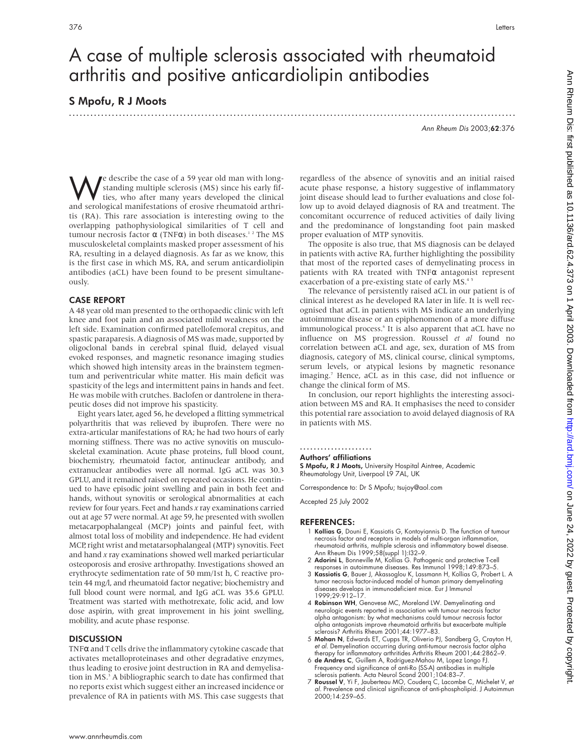# A case of multiple sclerosis associated with rheumatoid arthritis and positive anticardiolipin antibodies

## S Mpofu, R J Moots

We describe the case of a 59 year old man with longstanding multiple sclerosis (MS) since his early fifties, who after many years developed the clinical and serological manifestations of erosive rheumatoid arthritis (RA). This rare association is interesting owing to the overlapping pathophysiological similarities of T cell and tumour necrosis factor α (TNFα) in both diseases.[1 2] The MS musculoskeletal complaints masked proper assessment of his RA, resulting in a delayed diagnosis. As far as we know, this is the first case in which MS, RA, and serum anticardiolipin antibodies (aCL) have been found to be present simultaneously.

### CASE REPORT

A 48 year old man presented to the orthopaedic clinic with left knee and foot pain and an associated mild weakness on the left side. Examination confirmed patellofemoral crepitus, and spastic paraparesis. A diagnosis of MS was made, supported by oligoclonal bands in cerebral spinal fluid, delayed visual evoked responses, and magnetic resonance imaging studies which showed high intensity areas in the brainstem tegmentum and periventricular white matter. His main deficit was spasticity of the legs and intermittent pains in hands and feet. He was mobile with crutches. Baclofen or dantrolene in therapeutic doses did not improve his spasticity.

Eight years later, aged 56, he developed a flitting symmetrical polyarthritis that was relieved by ibuprofen. There were no extra-articular manifestations of RA; he had two hours of early morning stiffness. There was no active synovitis on musculoskeletal examination. Acute phase proteins, full blood count, biochemistry, rheumatoid factor, antinuclear antibody, and extranuclear antibodies were all normal. IgG aCL was 30.3 GPLU, and it remained raised on repeated occasions. He continued to have episodic joint swelling and pain in both feet and hands, without synovitis or serological abnormalities at each review for four years. Feet and hands *x* ray examinations carried out at age 57 were normal. At age 59, he presented with swollen metacarpophalangeal (MCP) joints and painful feet, with almost total loss of mobility and independence. He had evident MCP, right wrist and metatarsophalangeal (MTP) synovitis. Feet and hand *x* ray examinations showed well marked periarticular osteoporosis and erosive arthropathy. Investigations showed an erythrocyte sedimentation rate of 50 mm/1st h, C reactive protein 44 mg/l, and rheumatoid factor negative; biochemistry and full blood count were normal, and IgG aCL was 35.6 GPLU. Treatment was started with methotrexate, folic acid, and low dose aspirin, with great improvement in his joint swelling, mobility, and acute phase response.

### DISCUSSION

TNFα and T cells drive the inflammatory cytokine cascade that activates metalloproteinases and other degradative enzymes, thus leading to erosive joint destruction in RA and demyelisation in MS.[3] A bibliographic search to date has confirmed that no reports exist which suggest either an increased incidence or prevalence of RA in patients with MS. This case suggests that regardless of the absence of synovitis and an initial raised acute phase response, a history suggestive of inflammatory joint disease should lead to further evaluations and close follow up to avoid delayed diagnosis of RA and treatment. The concomitant occurrence of reduced activities of daily living and the predominance of longstanding foot pain masked proper evaluation of MTP synovitis.

The opposite is also true, that MS diagnosis can be delayed in patients with active RA, further highlighting the possibility that most of the reported cases of demyelinating process in patients with RA treated with TNFα antagonist represent exacerbation of a pre-existing state of early MS.[4 5]

The relevance of persistently raised aCL in our patient is of clinical interest as he developed RA later in life. It is well recognised that aCL in patients with MS indicate an underlying autoimmune disease or an epiphenomenon of a more diffuse immunological process.[6] It is also apparent that aCL have no influence on MS progression. Roussel *et al* found no correlation between aCL and age, sex, duration of MS from diagnosis, category of MS, clinical course, clinical symptoms, serum levels, or atypical lesions by magnetic resonance imaging.[7] Hence, aCL as in this case, did not influence or change the clinical form of MS.

In conclusion, our report highlights the interesting association between MS and RA. It emphasises the need to consider this potential rare association to avoid delayed diagnosis of RA in patients with MS.

#### Authors' affiliations

**S Mpofu, R J Moots,** University Hospital Aintree, Academic Rheumatology Unit, Liverpool L9 7AL, UK

Correspondence to: Dr S Mpofu; tsujoy@aol.com

Accepted 25 July 2002

### REFERENCES:

1. **Kollias G**, Douni E, Kassiotis G, Kontoyiannis D. The function of tumour necrosis factor and receptors in models of multi-organ inflammation, rheumatoid arthritis, multiple sclerosis and inflammatory bowel disease. Ann Rheum Dis 1999;58(suppl 1):I32–9.
2. **Adorini L**, Bonneville M, Kollias G. Pathogenic and protective T-cell responses in autoimmune diseases. Res Immunol 1998;149:873–5.
3. **Kassiotis G**, Bauer J, Akassoglou K, Lassmann H, Kollias G, Probert L. A tumor necrosis factor-induced model of human primary demyelinating diseases develops in immunodeficient mice. Eur J Immunol 1999;29:912–17.
4. **Robinson WH**, Genovese MC, Moreland LW. Demyelinating and neurologic events reported in association with tumour necrosis factor alpha antagonism: by what mechanisms could tumour necrosis factor alpha antagonists improve rheumatoid arthritis but exacerbate multiple sclerosis? Arthritis Rheum 2001;44:1977–83.
5. **Mohan N**, Edwards ET, Cupps TR, Oliverio PJ, Sandberg G, Crayton H, *et al*. Demyelination occurring during anti-tumour necrosis factor alpha therapy for inflammatory arthritides Arthritis Rheum 2001;44:2862–9.
6. **de Andres C**, Guillem A, Rodriguez-Mahou M, Lopez Longo FJ. Frequency and significance of anti-Ro (SS-A) antibodies in multiple sclerosis patients. Acta Neurol Scand 2001;104:83–7.
7. **Roussel V**, Yi F, Jauberteau MO, Couderq C, Lacombe C, Michelet V, *et al*. Prevalence and clinical significance of anti-phospholipid. J Autoimmun 2000;14:259–65.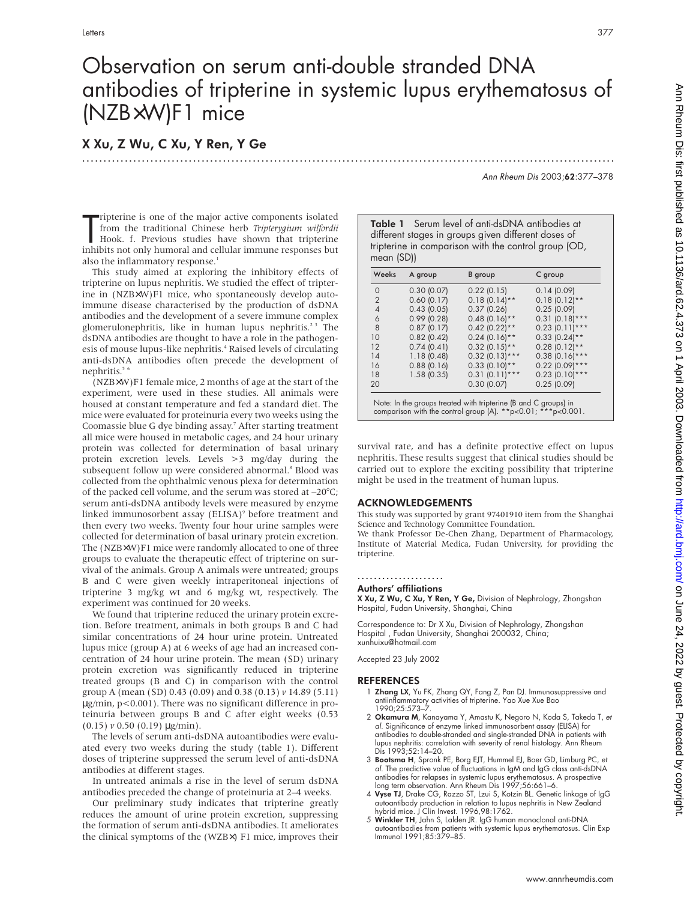# Observation on serum anti-double stranded DNA antibodies of tripterine in systemic lupus erythematosus of (NZB×W)F1 mice

## X Xu, Z Wu, C Xu, Y Ren, Y Ge

Tripterine is one of the major active components isolated from the traditional Chinese herb *Tripterygium wilfordii* Hook. f. Previous studies have shown that tripterine inhibits not only humoral and cellular immune responses but also the inflammatory response.[1]

This study aimed at exploring the inhibitory effects of tripterine on lupus nephritis. We studied the effect of tripterine in (NZB×W)F1 mice, who spontaneously develop autoimmune disease characterised by the production of dsDNA antibodies and the development of a severe immune complex glomerulonephritis, like in human lupus nephritis.[2 3] The dsDNA antibodies are thought to have a role in the pathogenesis of mouse lupus-like nephritis.[4] Raised levels of circulating anti-dsDNA antibodies often precede the development of nephritis.[5 6]

(NZB×W)F1 female mice, 2 months of age at the start of the experiment, were used in these studies. All animals were housed at constant temperature and fed a standard diet. The mice were evaluated for proteinuria every two weeks using the Coomassie blue G dye binding assay.[7] After starting treatment all mice were housed in metabolic cages, and 24 hour urinary protein was collected for determination of basal urinary protein excretion levels. Levels >3 mg/day during the subsequent follow up were considered abnormal.[8] Blood was collected from the ophthalmic venous plexa for determination of the packed cell volume, and the serum was stored at −20°C; serum anti-dsDNA antibody levels were measured by enzyme linked immunosorbent assay (ELISA)[9] before treatment and then every two weeks. Twenty four hour urine samples were collected for determination of basal urinary protein excretion. The (NZB×W)F1 mice were randomly allocated to one of three groups to evaluate the therapeutic effect of tripterine on survival of the animals. Group A animals were untreated; groups B and C were given weekly intraperitoneal injections of tripterine 3 mg/kg wt and 6 mg/kg wt, respectively. The experiment was continued for 20 weeks.

We found that tripterine reduced the urinary protein excretion. Before treatment, animals in both groups B and C had similar concentrations of 24 hour urine protein. Untreated lupus mice (group A) at 6 weeks of age had an increased concentration of 24 hour urine protein. The mean (SD) urinary protein excretion was significantly reduced in tripterine treated groups (B and C) in comparison with the control group A (mean (SD) 0.43 (0.09) and 0.38 (0.13) *v* 14.89 (5.11) μg/min, p<0.001). There was no significant difference in proteinuria between groups B and C after eight weeks (0.53 (0.15) *v* 0.50 (0.19) μg/min).

The levels of serum anti-dsDNA autoantibodies were evaluated every two weeks during the study (table 1). Different doses of tripterine suppressed the serum level of anti-dsDNA antibodies at different stages.

In untreated animals a rise in the level of serum dsDNA antibodies preceded the change of proteinuria at 2–4 weeks.

Our preliminary study indicates that tripterine greatly reduces the amount of urine protein excretion, suppressing the formation of serum anti-dsDNA antibodies. It ameliorates the clinical symptoms of the (WZB×) F1 mice, improves their survival rate, and has a definite protective effect on lupus nephritis. These results suggest that clinical studies should be carried out to explore the exciting possibility that tripterine might be used in the treatment of human lupus.

**Table 1** Serum level of anti-dsDNA antibodies at different stages in groups given different doses of tripterine in comparison with the control group (OD, mean (SD))

| Weeks | A group | B group | C group |
|---|---|---|---|
| 0 | 0.30 (0.07) | 0.22 (0.15) | 0.14 (0.09) |
| 2 | 0.60 (0.17) | 0.18 (0.14)** | 0.18 (0.12)** |
| 4 | 0.43 (0.05) | 0.37 (0.26) | 0.25 (0.09) |
| 6 | 0.99 (0.28) | 0.48 (0.16)** | 0.31 (0.18)*** |
| 8 | 0.87 (0.17) | 0.42 (0.22)** | 0.23 (0.11)*** |
| 10 | 0.82 (0.42) | 0.24 (0.16)** | 0.33 (0.24)** |
| 12 | 0.74 (0.41) | 0.32 (0.15)** | 0.28 (0.12)** |
| 14 | 1.18 (0.48) | 0.32 (0.13)*** | 0.38 (0.16)*** |
| 16 | 0.88 (0.16) | 0.33 (0.10)** | 0.22 (0.09)*** |
| 18 | 1.58 (0.35) | 0.31 (0.11)*** | 0.23 (0.10)*** |
| 20 | | 0.30 (0.07) | 0.25 (0.09) |

Note: In the groups treated with tripterine (B and C groups) in comparison with the control group (A). **p<0.01; ***p<0.001.

## ACKNOWLEDGEMENTS

This study was supported by grant 97401910 item from the Shanghai Science and Technology Committee Foundation.

We thank Professor De-Chen Zhang, Department of Pharmacology, Institute of Material Medica, Fudan University, for providing the tripterine.

### Authors' affiliations

**X Xu, Z Wu, C Xu, Y Ren, Y Ge,** Division of Nephrology, Zhongshan Hospital, Fudan University, Shanghai, China

Correspondence to: Dr X Xu, Division of Nephrology, Zhongshan Hospital , Fudan University, Shanghai 200032, China; xunhuixu@hotmail.com

Accepted 23 July 2002

## REFERENCES

1. **Zhang LX**, Yu FK, Zhang QY, Fang Z, Pan DJ. Immunosuppressive and antiinflammatory activities of tripterine. Yao Xue Xue Bao 1990;25:573–7.
2. **Okamura M**, Kanayama Y, Amastu K, Negoro N, Koda S, Takeda T, *et al.* Significance of enzyme linked immunosorbent assay (ELISA) for antibodies to double-stranded and single-stranded DNA in patients with lupus nephritis: correlation with severity of renal histology. Ann Rheum Dis 1993;52:14–20.
3. **Bootsma H**, Spronk PE, Borg EJT, Hummel EJ, Boer GD, Limburg PC, *et al.* The predictive value of fluctuations in IgM and IgG class anti-dsDNA antibodies for relapses in systemic lupus erythematosus. A prospective long term observation. Ann Rheum Dis 1997;56:661–6.
4. **Vyse TJ**, Drake CG, Razzo ST, Lzui S, Kotzin BL. Genetic linkage of IgG autoantibody production in relation to lupus nephritis in New Zealand hybrid mice. J Clin Invest. 1996,98:1762.
5. **Winkler TH**, Jahn S, Lalden JR. IgG human monoclonal anti-DNA autoantibodies from patients with systemic lupus erythematosus. Clin Exp Immunol 1991;85:379–85.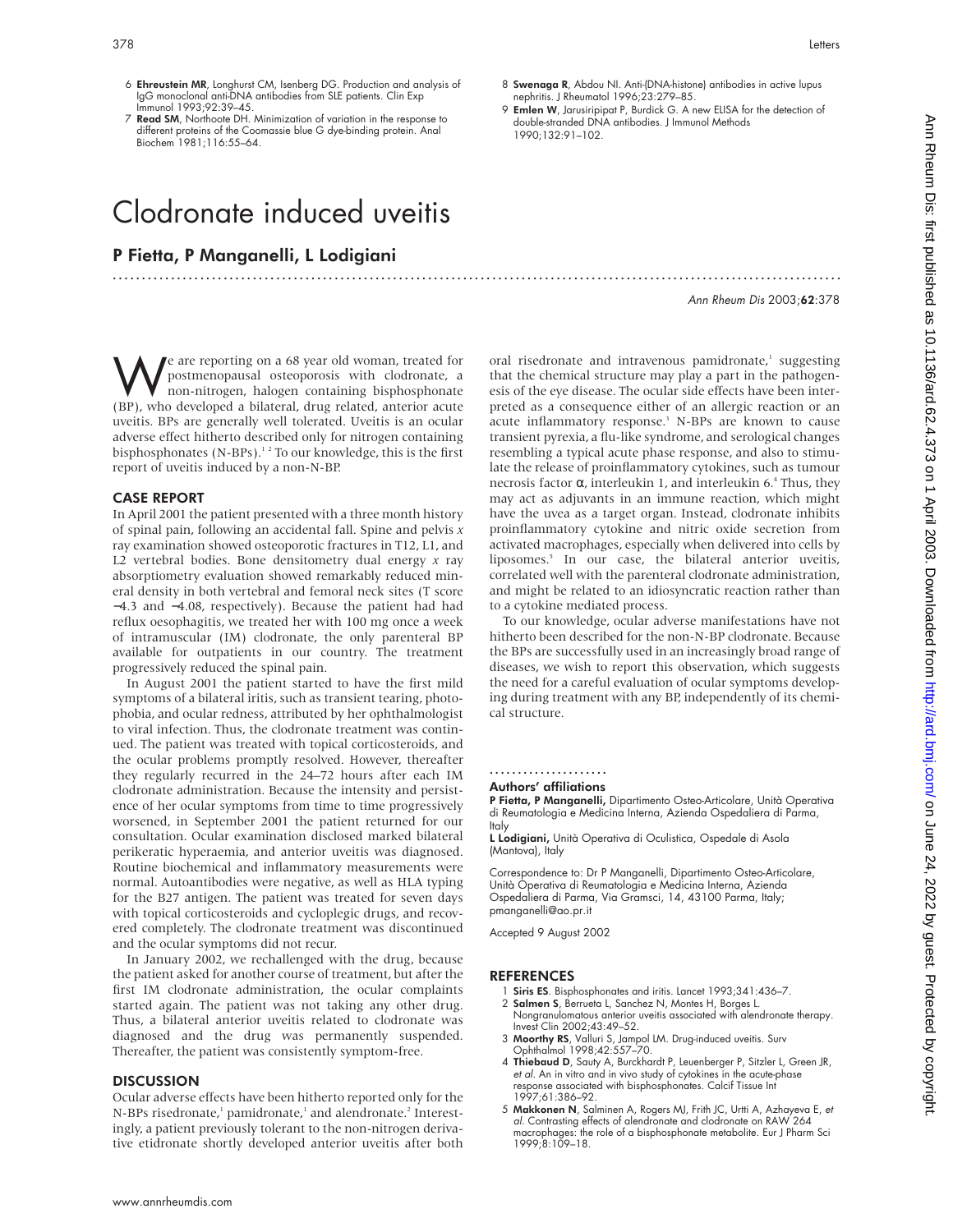6 **Ehreustein MR**, Longhurst CM, Isenberg DG. Production and analysis of IgG monoclonal anti-DNA antibodies from SLE patients. Clin Exp Immunol 1993;92:39–45.

7 **Read SM**, Northoote DH. Minimization of variation in the response to different proteins of the Coomassie blue G dye-binding protein. Anal Biochem 1981;116:55–64.

8 **Swenaga R**, Abdou NI. Anti-(DNA-histone) antibodies in active lupus nephritis. J Rheumatol 1996;23:279–85.

9 **Emlen W**, Jarusiripipat P, Burdick G. A new ELISA for the detection of double-stranded DNA antibodies. J Immunol Methods 1990;132:91–102.

# Clodronate induced uveitis

**P Fietta, P Manganelli, L Lodigiani**

We are reporting on a 68 year old woman, treated for postmenopausal osteoporosis with clodronate, a non-nitrogen, halogen containing bisphosphonate (BP), who developed a bilateral, drug related, anterior acute uveitis. BPs are generally well tolerated. Uveitis is an ocular adverse effect hitherto described only for nitrogen containing bisphosphonates (N-BPs).[1 2] To our knowledge, this is the first report of uveitis induced by a non-N-BP.

## CASE REPORT

In April 2001 the patient presented with a three month history of spinal pain, following an accidental fall. Spine and pelvis *x* ray examination showed osteoporotic fractures in T12, L1, and L2 vertebral bodies. Bone densitometry dual energy *x* ray absorptiometry evaluation showed remarkably reduced mineral density in both vertebral and femoral neck sites (T score −4.3 and −4.08, respectively). Because the patient had had reflux oesophagitis, we treated her with 100 mg once a week of intramuscular (IM) clodronate, the only parenteral BP available for outpatients in our country. The treatment progressively reduced the spinal pain.

In August 2001 the patient started to have the first mild symptoms of a bilateral iritis, such as transient tearing, photophobia, and ocular redness, attributed by her ophthalmologist to viral infection. Thus, the clodronate treatment was continued. The patient was treated with topical corticosteroids, and the ocular problems promptly resolved. However, thereafter they regularly recurred in the 24–72 hours after each IM clodronate administration. Because the intensity and persistence of her ocular symptoms from time to time progressively worsened, in September 2001 the patient returned for our consultation. Ocular examination disclosed marked bilateral perikeratic hyperaemia, and anterior uveitis was diagnosed. Routine biochemical and inflammatory measurements were normal. Autoantibodies were negative, as well as HLA typing for the B27 antigen. The patient was treated for seven days with topical corticosteroids and cycloplegic drugs, and recovered completely. The clodronate treatment was discontinued and the ocular symptoms did not recur.

In January 2002, we rechallenged with the drug, because the patient asked for another course of treatment, but after the first IM clodronate administration, the ocular complaints started again. The patient was not taking any other drug. Thus, a bilateral anterior uveitis related to clodronate was diagnosed and the drug was permanently suspended. Thereafter, the patient was consistently symptom-free.

## DISCUSSION

Ocular adverse effects have been hitherto reported only for the N-BPs risedronate,[1] pamidronate,[1] and alendronate.[2] Interestingly, a patient previously tolerant to the non-nitrogen derivative etidronate shortly developed anterior uveitis after both oral risedronate and intravenous pamidronate,[1] suggesting that the chemical structure may play a part in the pathogenesis of the eye disease. The ocular side effects have been interpreted as a consequence either of an allergic reaction or an acute inflammatory response.[3] N-BPs are known to cause transient pyrexia, a flu-like syndrome, and serological changes resembling a typical acute phase response, and also to stimulate the release of proinflammatory cytokines, such as tumour necrosis factor α, interleukin 1, and interleukin 6.[4] Thus, they may act as adjuvants in an immune reaction, which might have the uvea as a target organ. Instead, clodronate inhibits proinflammatory cytokine and nitric oxide secretion from activated macrophages, especially when delivered into cells by liposomes.[5] In our case, the bilateral anterior uveitis, correlated well with the parenteral clodronate administration, and might be related to an idiosyncratic reaction rather than to a cytokine mediated process.

To our knowledge, ocular adverse manifestations have not hitherto been described for the non-N-BP clodronate. Because the BPs are successfully used in an increasingly broad range of diseases, we wish to report this observation, which suggests the need for a careful evaluation of ocular symptoms developing during treatment with any BP, independently of its chemical structure.

### Authors' affiliations

**P Fietta, P Manganelli,** Dipartimento Osteo-Articolare, Unità Operativa di Reumatologia e Medicina Interna, Azienda Ospedaliera di Parma, Italy

**L Lodigiani,** Unità Operativa di Oculistica, Ospedale di Asola (Mantova), Italy

Correspondence to: Dr P Manganelli, Dipartimento Osteo-Articolare, Unità Operativa di Reumatologia e Medicina Interna, Azienda Ospedaliera di Parma, Via Gramsci, 14, 43100 Parma, Italy; pmanganelli@ao.pr.it

Accepted 9 August 2002

## REFERENCES

1 **Siris ES**. Bisphosphonates and iritis. Lancet 1993;341:436–7.

2 **Salmen S**, Berrueta L, Sanchez N, Montes H, Borges L. Nongranulomatous anterior uveitis associated with alendronate therapy. Invest Clin 2002;43:49–52.

3 **Moorthy RS**, Valluri S, Jampol LM. Drug-induced uveitis. Surv Ophthalmol 1998;42:557–70.

4 **Thiebaud D**, Sauty A, Burckhardt P, Leuenberger P, Sitzler L, Green JR, *et al*. An in vitro and in vivo study of cytokines in the acute-phase response associated with bisphosphonates. Calcif Tissue Int 1997;61:386–92.

5 **Makkonen N**, Salminen A, Rogers MJ, Frith JC, Urtti A, Azhayeva E, *et al*. Contrasting effects of alendronate and clodronate on RAW 264 macrophages: the role of a bisphosphonate metabolite. Eur J Pharm Sci 1999;8:109–18.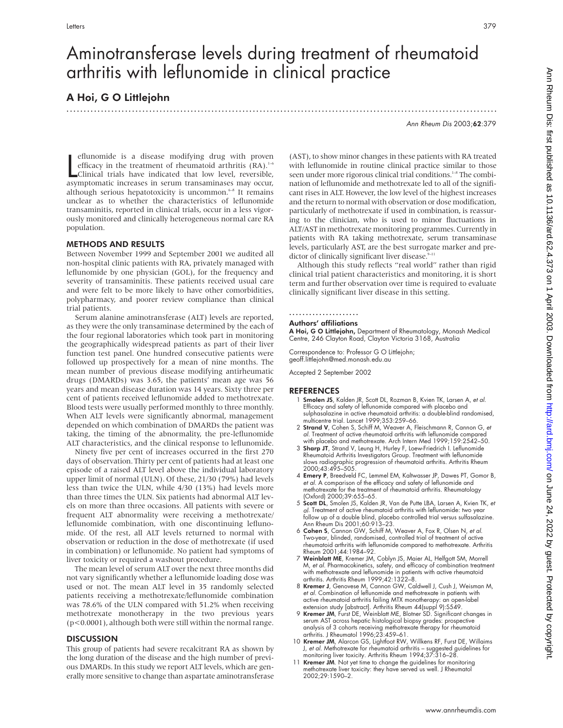# Aminotransferase levels during treatment of rheumatoid arthritis with leflunomide in clinical practice

## A Hoi, G O Littlejohn

Ann Rheum Dis 2003;62:379

Leflunomide is a disease modifying drug with proven efficacy in the treatment of rheumatoid arthritis (RA).[1–6] Clinical trials have indicated that low level, reversible, asymptomatic increases in serum transaminases may occur, although serious hepatotoxicity is uncommon.[6–8] It remains unclear as to whether the characteristics of leflunomide transaminitis, reported in clinical trials, occur in a less vigorously monitored and clinically heterogeneous normal care RA population.

### METHODS AND RESULTS

Between November 1999 and September 2001 we audited all non-hospital clinic patients with RA, privately managed with leflunomide by one physician (GOL), for the frequency and severity of transaminitis. These patients received usual care and were felt to be more likely to have other comorbidities, polypharmacy, and poorer review compliance than clinical trial patients.

Serum alanine aminotransferase (ALT) levels are reported, as they were the only transaminase determined by the each of the four regional laboratories which took part in monitoring the geographically widespread patients as part of their liver function test panel. One hundred consecutive patients were followed up prospectively for a mean of nine months. The mean number of previous disease modifying antirheumatic drugs (DMARDs) was 3.65, the patients' mean age was 56 years and mean disease duration was 14 years. Sixty three per cent of patients received leflunomide added to methotrexate. Blood tests were usually performed monthly to three monthly. When ALT levels were significantly abnormal, management depended on which combination of DMARDs the patient was taking, the timing of the abnormality, the pre-leflunomide ALT characteristics, and the clinical response to leflunomide.

Ninety five per cent of increases occurred in the first 270 days of observation. Thirty per cent of patients had at least one episode of a raised ALT level above the individual laboratory upper limit of normal (ULN). Of these, 21/30 (79%) had levels less than twice the ULN, while 4/30 (13%) had levels more than three times the ULN. Six patients had abnormal ALT levels on more than three occasions. All patients with severe or frequent ALT abnormality were receiving a methotrexate/leflunomide combination, with one discontinuing leflunomide. Of the rest, all ALT levels returned to normal with observation or reduction in the dose of methotrexate (if used in combination) or leflunomide. No patient had symptoms of liver toxicity or required a washout procedure.

The mean level of serum ALT over the next three months did not vary significantly whether a leflunomide loading dose was used or not. The mean ALT level in 35 randomly selected patients receiving a methotrexate/leflunomide combination was 78.6% of the ULN compared with 51.2% when receiving methotrexate monotherapy in the two previous years ($p<0.0001$), although both were still within the normal range.

### DISCUSSION

This group of patients had severe recalcitrant RA as shown by the long duration of the disease and the high number of previous DMARDs. In this study we report ALT levels, which are generally more sensitive to change than aspartate aminotransferase (AST), to show minor changes in these patients with RA treated with leflunomide in routine clinical practice similar to those seen under more rigorous clinical trial conditions.[1–8] The combination of leflunomide and methotrexate led to all of the significant rises in ALT. However, the low level of the highest increases and the return to normal with observation or dose modification, particularly of methotrexate if used in combination, is reassuring to the clinician, who is used to minor fluctuations in ALT/AST in methotrexate monitoring programmes. Currently in patients with RA taking methotrexate, serum transaminase levels, particularly AST, are the best surrogate marker and predictor of clinically significant liver disease.[9–11]

Although this study reflects "real world" rather than rigid clinical trial patient characteristics and monitoring, it is short term and further observation over time is required to evaluate clinically significant liver disease in this setting.

### Authors' affiliations

**A Hoi, G O Littlejohn,** Department of Rheumatology, Monash Medical Centre, 246 Clayton Road, Clayton Victoria 3168, Australia

Correspondence to: Professor G O Littlejohn; geoff.littlejohn@med.monash.edu.au

Accepted 2 September 2002

### REFERENCES

1. **Smolen JS**, Kalden JR, Scott DL, Rozman B, Kvien TK, Larsen A, *et al.* Efficacy and safety of leflunomide compared with placebo and sulphasalazine in active rheumatoid arthritis: a double-blind randomised, multicentre trial. Lancet 1999;353:259–66.
2. **Strand V**, Cohen S, Schiff M, Weaver A, Fleischmann R, Cannon G, *et al.* Treatment of active rheumatoid arthritis with leflunomide compared with placebo and methotrexate. Arch Intern Med 1999;159:2542–50.
3. **Sharp JT**, Strand V, Leung H, Hurley F, Loew-Friedrich I. Leflunomide Rheumatoid Arthritis Investigators Group. Treatment with leflunomide slows radiographic progression of rheumatoid arthritis. Arthritis Rheum 2000;43:495–505.
4. **Emery P**, Breedveld FC, Lemmel EM, Kaltwasser JP, Dawes PT, Gomor B, *et al.* A comparison of the efficacy and safety of leflunomide and methotrexate for the treatment of rheumatoid arthritis. Rheumatology (Oxford) 2000;39:655–65.
5. **Scott DL**, Smolen JS, Kalden JR, Van de Putte LBA, Larsen A, Kvien TK, *et al.* Treatment of active rheumatoid arthritis with leflunomide: two year follow up of a double blind, placebo controlled trial versus sulfasalazine. Ann Rheum Dis 2001;60:913–23.
6. **Cohen S**, Cannon GW, Schiff M, Weaver A, Fox R, Olsen N, *et al.* Two-year, blinded, randomised, controlled trial of treatment of active rheumatoid arthritis with leflunomide compared to methotrexate. Arthritis Rheum 2001;44:1984–92.
7. **Weinblatt ME**, Kremer JM, Coblyn JS, Maier AL, Helfgott SM, Morrell M, *et al.* Pharmacokinetics, safety, and efficacy of combination treatment with methotrexate and leflunomide in patients with active rheumatoid arthritis. Arthritis Rheum 1999;42:1322–8.
8. **Kremer J**, Genovese M, Cannon GW, Caldwell J, Cush J, Weisman M, *et al.* Combination of leflunomide and methotrexate in patients with active rheumatoid arthritis failing MTX monotherapy: an open-label extension study [abstract]. Arthritis Rheum 44(suppl 9):S549.
9. **Kremer JM**, Furst DE, Weinblatt ME, Blotner SD. Significant changes in serum AST across hepatic histological biopsy grades: prospective analysis of 3 cohorts receiving methotrexate therapy for rheumatoid arthritis. J Rheumatol 1996;23:459–61.
10. **Kremer JM**, Alarcon GS, Lightfoot RW, Willkens RF, Furst DE, Willaims J, *et al.* Methotrexate for rheumatoid arthritis – suggested guidelines for monitoring liver toxicity. Arthritis Rheum 1994;37:316–28.
11. **Kremer JM**. Not yet time to change the guidelines for monitoring methotrexate liver toxicity: they have served us well. J Rheumatol 2002;29:1590–2.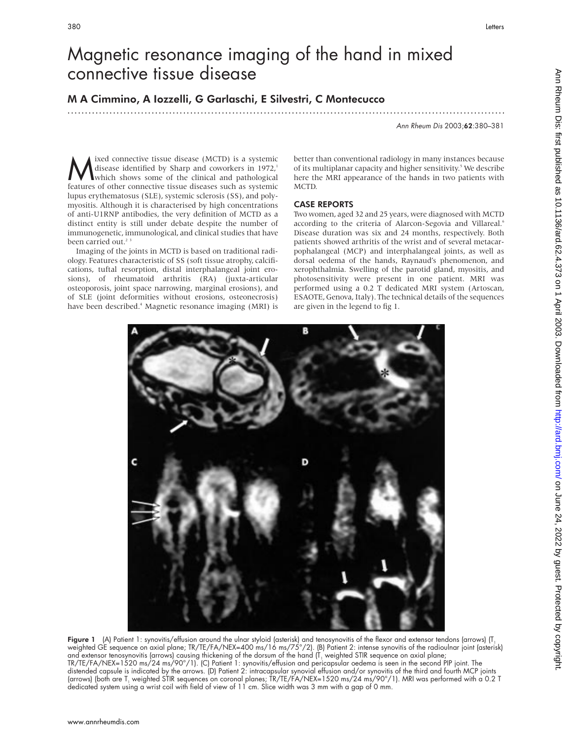# Magnetic resonance imaging of the hand in mixed connective tissue disease

## M A Cimmino, A Iozzelli, G Garlaschi, E Silvestri, C Montecucco

Mixed connective tissue disease (MCTD) is a systemic disease identified by Sharp and coworkers in 1972,[1] which shows some of the clinical and pathological features of other connective tissue diseases such as systemic lupus erythematosus (SLE), systemic sclerosis (SS), and polymyositis. Although it is characterised by high concentrations of anti-U1RNP antibodies, the very definition of MCTD as a distinct entity is still under debate despite the number of immunogenetic, immunological, and clinical studies that have been carried out.[2 3]

Imaging of the joints in MCTD is based on traditional radiology. Features characteristic of SS (soft tissue atrophy, calcifications, tuftal resorption, distal interphalangeal joint erosions), of rheumatoid arthritis (RA) (juxta-articular osteoporosis, joint space narrowing, marginal erosions), and of SLE (joint deformities without erosions, osteonecrosis) have been described.[4] Magnetic resonance imaging (MRI) is better than conventional radiology in many instances because of its multiplanar capacity and higher sensitivity.[5] We describe here the MRI appearance of the hands in two patients with MCTD.

## CASE REPORTS

Two women, aged 32 and 25 years, were diagnosed with MCTD according to the criteria of Alarcon-Segovia and Villareal.[6] Disease duration was six and 24 months, respectively. Both patients showed arthritis of the wrist and of several metacarpophalangeal (MCP) and interphalangeal joints, as well as dorsal oedema of the hands, Raynaud's phenomenon, and xerophthalmia. Swelling of the parotid gland, myositis, and photosensitivity were present in one patient. MRI was performed using a 0.2 T dedicated MRI system (Artoscan, ESAOTE, Genova, Italy). The technical details of the sequences are given in the legend to fig 1.

**Figure 1** (A) Patient 1: synovitis/effusion around the ulnar styloid (asterisk) and tenosynovitis of the flexor and extensor tendons (arrows) ($T_1$ weighted GE sequence on axial plane; TR/TE/FA/NEX=400 ms/16 ms/75°/2). (B) Patient 2: intense synovitis of the radioulnar joint (asterisk) and extensor tenosynovitis (arrows) causing thickening of the dorsum of the hand ($T_1$ weighted STIR sequence on axial plane; TR/TE/FA/NEX=1520 ms/24 ms/90°/1). (C) Patient 1: synovitis/effusion and pericapsular oedema is seen in the second PIP joint. The distended capsule is indicated by the arrows. (D) Patient 2: intracapsular synovial effusion and/or synovitis of the third and fourth MCP joints (arrows) (both are $T_1$ weighted STIR sequences on coronal planes; TR/TE/FA/NEX=1520 ms/24 ms/90°/1). MRI was performed with a 0.2 T dedicated system using a wrist coil with field of view of 11 cm. Slice width was 3 mm with a gap of 0 mm.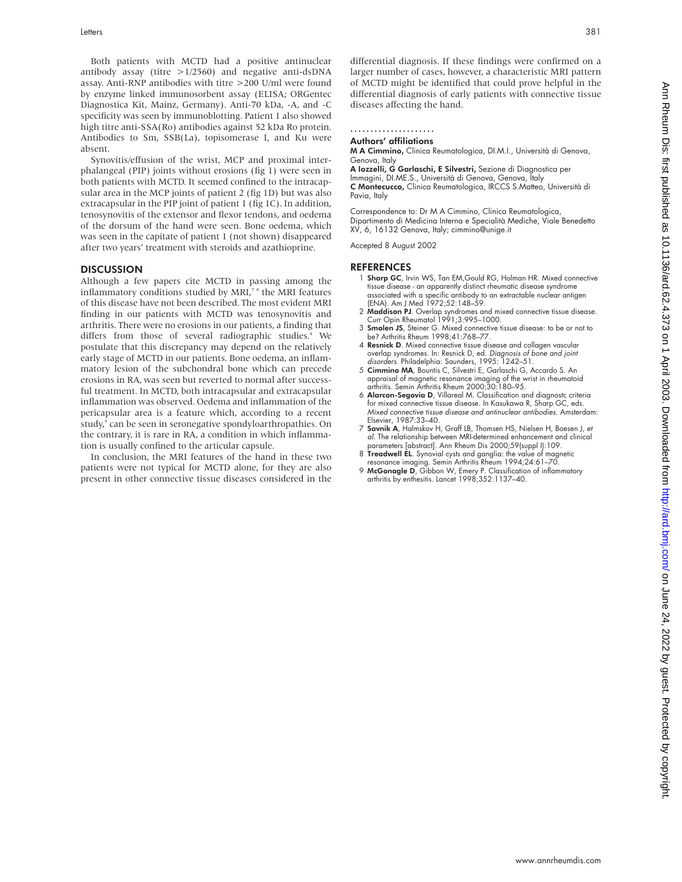Both patients with MCTD had a positive antinuclear antibody assay (titre >1/2560) and negative anti-dsDNA assay. Anti-RNP antibodies with titre >200 U/ml were found by enzyme linked immunosorbent assay (ELISA; ORGentec Diagnostica Kit, Mainz, Germany). Anti-70 kDa, -A, and -C specificity was seen by immunoblotting. Patient 1 also showed high titre anti-SSA(Ro) antibodies against 52 kDa Ro protein. Antibodies to Sm, SSB(La), topisomerase I, and Ku were absent.

Synovitis/effusion of the wrist, MCP and proximal interphalangeal (PIP) joints without erosions (fig 1) were seen in both patients with MCTD. It seemed confined to the intracapsular area in the MCP joints of patient 2 (fig 1D) but was also extracapsular in the PIP joint of patient 1 (fig 1C). In addition, tenosynovitis of the extensor and flexor tendons, and oedema of the dorsum of the hand were seen. Bone oedema, which was seen in the capitate of patient 1 (not shown) disappeared after two years' treatment with steroids and azathioprine.

## DISCUSSION

Although a few papers cite MCTD in passing among the inflammatory conditions studied by MRI,[7 8] the MRI features of this disease have not been described. The most evident MRI finding in our patients with MCTD was tenosynovitis and arthritis. There were no erosions in our patients, a finding that differs from those of several radiographic studies.[4] We postulate that this discrepancy may depend on the relatively early stage of MCTD in our patients. Bone oedema, an inflammatory lesion of the subchondral bone which can precede erosions in RA, was seen but reverted to normal after successful treatment. In MCTD, both intracapsular and extracapsular inflammation was observed. Oedema and inflammation of the pericapsular area is a feature which, according to a recent study,[9] can be seen in seronegative spondyloarthropathies. On the contrary, it is rare in RA, a condition in which inflammation is usually confined to the articular capsule.

In conclusion, the MRI features of the hand in these two patients were not typical for MCTD alone, for they are also present in other connective tissue diseases considered in the differential diagnosis. If these findings were confirmed on a larger number of cases, however, a characteristic MRI pattern of MCTD might be identified that could prove helpful in the differential diagnosis of early patients with connective tissue diseases affecting the hand.

### Authors' affiliations

**M A Cimmino,** Clinica Reumatologica, DI.M.I., Università di Genova, Genova, Italy
**A Iozzelli, G Garlaschi, E Silvestri,** Sezione di Diagnostica per Immagini, DI.ME.S., Università di Genova, Genova, Italy
**C Montecucco,** Clinica Reumatologica, IRCCS S.Matteo, Università di Pavia, Italy

Correspondence to: Dr M A Cimmino, Clinica Reumatologica, Dipartimento di Medicina Interna e Specialità Mediche, Viale Benedetto XV, 6, 16132 Genova, Italy; cimmino@unige.it

Accepted 8 August 2002

## REFERENCES

1. **Sharp GC**, Irvin WS, Tan EM,Gould RG, Holman HR. Mixed connective tissue disease - an apparently distinct rheumatic disease syndrome associated with a specific antibody to an extractable nuclear antigen (ENA). Am J Med 1972;52:148–59.
2. **Maddison PJ**. Overlap syndromes and mixed connective tissue disease. Curr Opin Rheumatol 1991;3:995–1000.
3. **Smolen JS**, Steiner G. Mixed connective tissue disease: to be or not to be? Arthritis Rheum 1998;41:768–77.
4. **Resnick D**. Mixed connective tissue disease and collagen vascular overlap syndromes. In: Resnick D, ed. *Diagnosis of bone and joint disorders.* Philadelphia: Saunders, 1995: 1242–51.
5. **Cimmino MA**, Bountis C, Silvestri E, Garlaschi G, Accardo S. An appraisal of magnetic resonance imaging of the wrist in rheumatoid arthritis. Semin Arthritis Rheum 2000;30:180–95.
6. **Alarcon-Segovia D**, Villareal M. Classification and diagnostc criteria for mixed connective tissue disease. In Kasukawa R, Sharp GC, eds. *Mixed connective tissue disease and antinuclear antibodies.* Amsterdam: Elsevier, 1987:33–40.
7. **Savnik A**, Halmskov H, Graff LB, Thomsen HS, Nielsen H, Boesen J, *et al*. The relationship between MRI-determined enhancement and clinical parameters [abstract]. Ann Rheum Dis 2000;59(suppl I):109.
8. **Treadwell EL**. Synovial cysts and ganglia: the value of magnetic resonance imaging. Semin Arthritis Rheum 1994;24:61–70.
9. **McGonagle D**, Gibbon W, Emery P. Classification of inflammatory arthritis by enthesitis. Lancet 1998;352:1137–40.